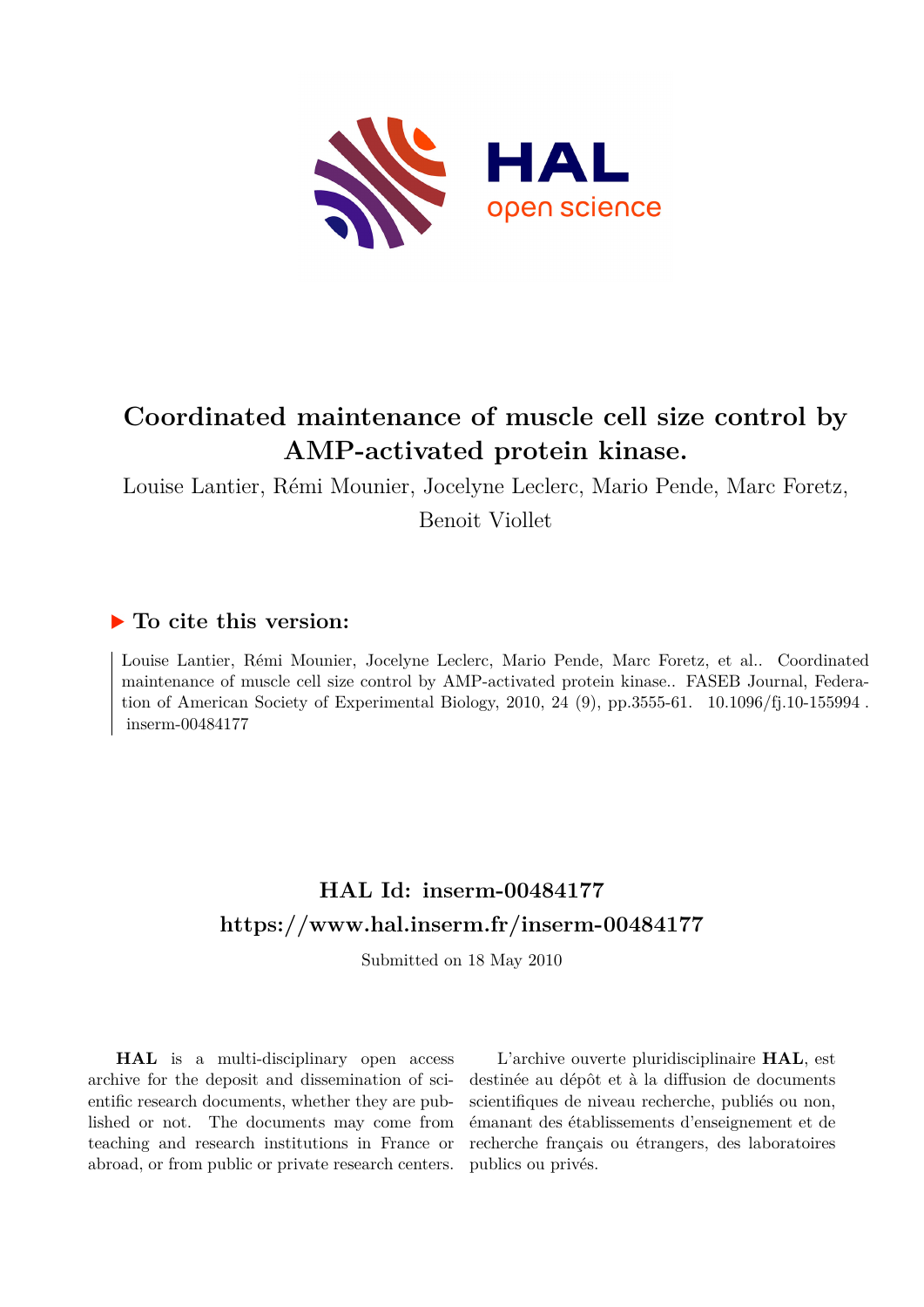# Coordinated maintenance of muscle cell size control by AMP-activated protein kinase.

Louise Lantier, Rémi Mounier, Jocelyne Leclerc, Mario Pende, Marc Foretz, Benoit Viollet

## ▶ To cite this version:

Louise Lantier, Rémi Mounier, Jocelyne Leclerc, Mario Pende, Marc Foretz, et al.. Coordinated maintenance of muscle cell size control by AMP-activated protein kinase.. FASEB Journal, Federation of American Society of Experimental Biology, 2010, 24 (9), pp.3555-61. 10.1096/fj.10-155994. inserm-00484177

## HAL Id: inserm-00484177
## https://www.hal.inserm.fr/inserm-00484177

Submitted on 18 May 2010

**HAL** is a multi-disciplinary open access archive for the deposit and dissemination of scientific research documents, whether they are published or not. The documents may come from teaching and research institutions in France or abroad, or from public or private research centers.

L'archive ouverte pluridisciplinaire **HAL**, est destinée au dépôt et à la diffusion de documents scientifiques de niveau recherche, publiés ou non, émanant des établissements d'enseignement et de recherche français ou étrangers, des laboratoires publics ou privés.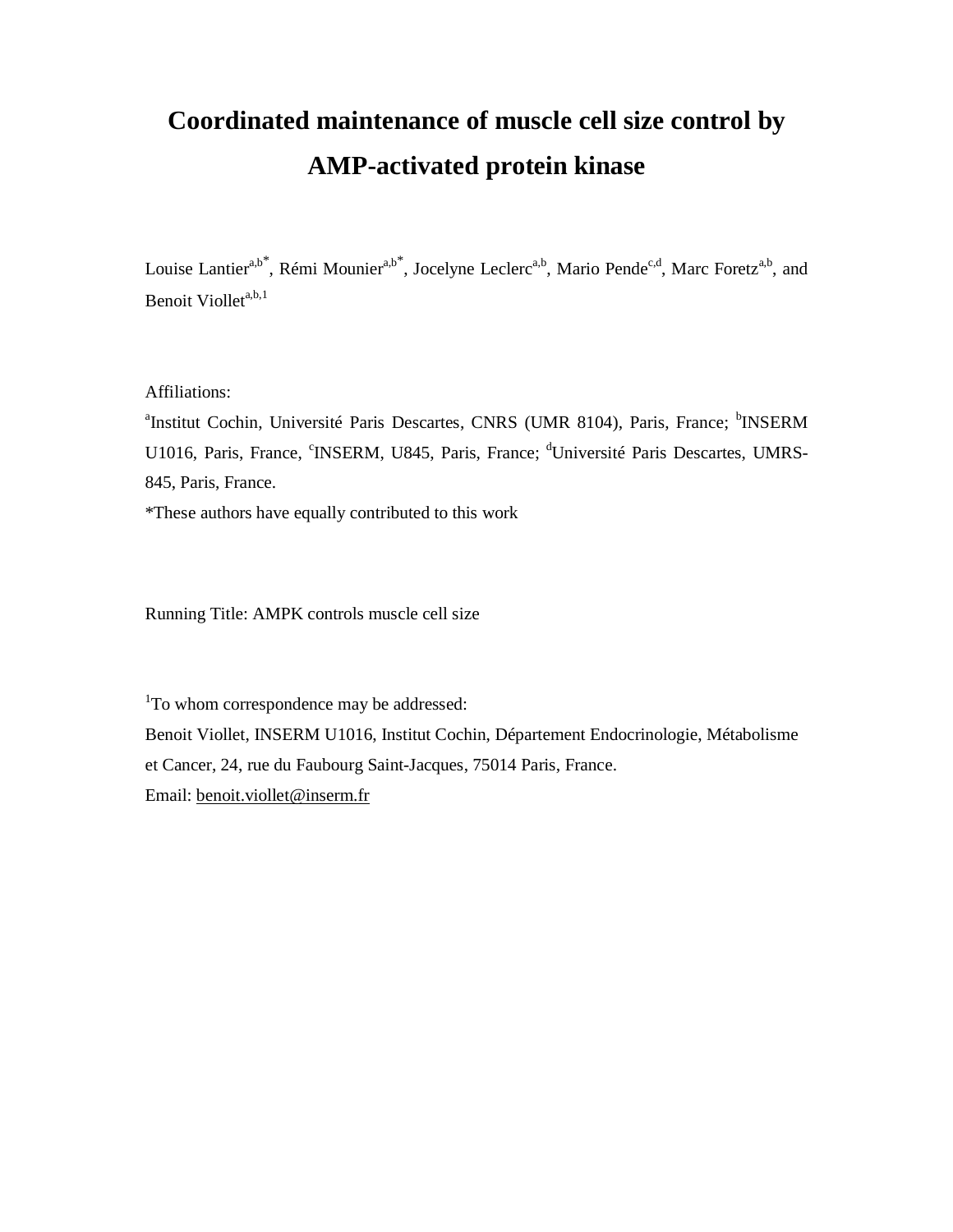# Coordinated maintenance of muscle cell size control by AMP-activated protein kinase

Louise Lantier[a,b*], Rémi Mounier[a,b*], Jocelyne Leclerc[a,b], Mario Pende[c,d], Marc Foretz[a,b], and Benoit Viollet[a,b,1]

Affiliations:

[a]Institut Cochin, Université Paris Descartes, CNRS (UMR 8104), Paris, France; [b]INSERM U1016, Paris, France, [c]INSERM, U845, Paris, France; [d]Université Paris Descartes, UMRS-845, Paris, France.

*These authors have equally contributed to this work

Running Title: AMPK controls muscle cell size

[1]To whom correspondence may be addressed:

Benoit Viollet, INSERM U1016, Institut Cochin, Département Endocrinologie, Métabolisme et Cancer, 24, rue du Faubourg Saint-Jacques, 75014 Paris, France.

Email: benoit.viollet@inserm.fr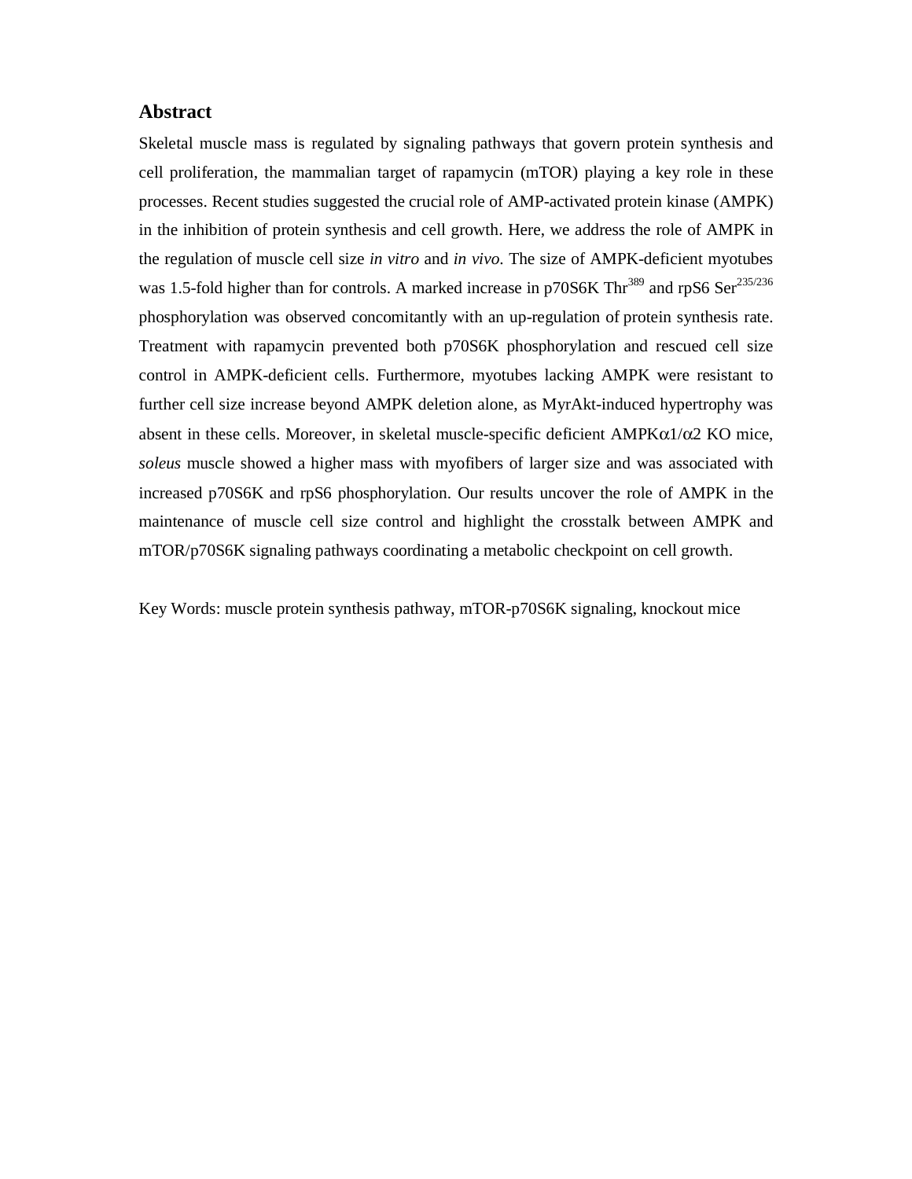## Abstract

Skeletal muscle mass is regulated by signaling pathways that govern protein synthesis and cell proliferation, the mammalian target of rapamycin (mTOR) playing a key role in these processes. Recent studies suggested the crucial role of AMP-activated protein kinase (AMPK) in the inhibition of protein synthesis and cell growth. Here, we address the role of AMPK in the regulation of muscle cell size *in vitro* and *in vivo*. The size of AMPK-deficient myotubes was 1.5-fold higher than for controls. A marked increase in p70S6K $Thr^{389}$ and rpS6 $Ser^{235/236}$ phosphorylation was observed concomitantly with an up-regulation of protein synthesis rate. Treatment with rapamycin prevented both p70S6K phosphorylation and rescued cell size control in AMPK-deficient cells. Furthermore, myotubes lacking AMPK were resistant to further cell size increase beyond AMPK deletion alone, as MyrAkt-induced hypertrophy was absent in these cells. Moreover, in skeletal muscle-specific deficient AMPK$\alpha$1/$\alpha$2 KO mice, *soleus* muscle showed a higher mass with myofibers of larger size and was associated with increased p70S6K and rpS6 phosphorylation. Our results uncover the role of AMPK in the maintenance of muscle cell size control and highlight the crosstalk between AMPK and mTOR/p70S6K signaling pathways coordinating a metabolic checkpoint on cell growth.

Key Words: muscle protein synthesis pathway, mTOR-p70S6K signaling, knockout mice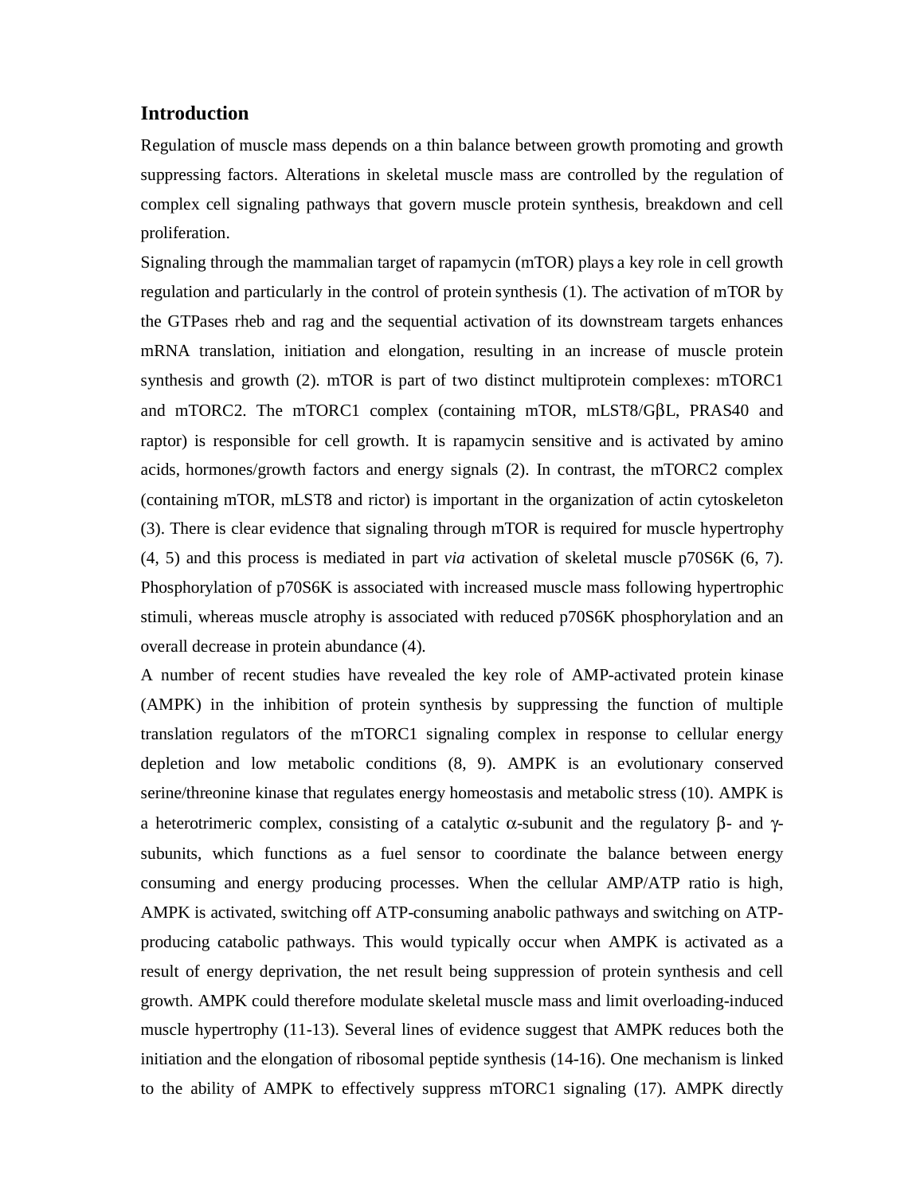## Introduction

Regulation of muscle mass depends on a thin balance between growth promoting and growth suppressing factors. Alterations in skeletal muscle mass are controlled by the regulation of complex cell signaling pathways that govern muscle protein synthesis, breakdown and cell proliferation.

Signaling through the mammalian target of rapamycin (mTOR) plays a key role in cell growth regulation and particularly in the control of protein synthesis (1). The activation of mTOR by the GTPases rheb and rag and the sequential activation of its downstream targets enhances mRNA translation, initiation and elongation, resulting in an increase of muscle protein synthesis and growth (2). mTOR is part of two distinct multiprotein complexes: mTORC1 and mTORC2. The mTORC1 complex (containing mTOR, mLST8/GβL, PRAS40 and raptor) is responsible for cell growth. It is rapamycin sensitive and is activated by amino acids, hormones/growth factors and energy signals (2). In contrast, the mTORC2 complex (containing mTOR, mLST8 and rictor) is important in the organization of actin cytoskeleton (3). There is clear evidence that signaling through mTOR is required for muscle hypertrophy (4, 5) and this process is mediated in part *via* activation of skeletal muscle p70S6K (6, 7). Phosphorylation of p70S6K is associated with increased muscle mass following hypertrophic stimuli, whereas muscle atrophy is associated with reduced p70S6K phosphorylation and an overall decrease in protein abundance (4).

A number of recent studies have revealed the key role of AMP-activated protein kinase (AMPK) in the inhibition of protein synthesis by suppressing the function of multiple translation regulators of the mTORC1 signaling complex in response to cellular energy depletion and low metabolic conditions (8, 9). AMPK is an evolutionary conserved serine/threonine kinase that regulates energy homeostasis and metabolic stress (10). AMPK is a heterotrimeric complex, consisting of a catalytic α-subunit and the regulatory β- and γ-subunits, which functions as a fuel sensor to coordinate the balance between energy consuming and energy producing processes. When the cellular AMP/ATP ratio is high, AMPK is activated, switching off ATP-consuming anabolic pathways and switching on ATP-producing catabolic pathways. This would typically occur when AMPK is activated as a result of energy deprivation, the net result being suppression of protein synthesis and cell growth. AMPK could therefore modulate skeletal muscle mass and limit overloading-induced muscle hypertrophy (11-13). Several lines of evidence suggest that AMPK reduces both the initiation and the elongation of ribosomal peptide synthesis (14-16). One mechanism is linked to the ability of AMPK to effectively suppress mTORC1 signaling (17). AMPK directly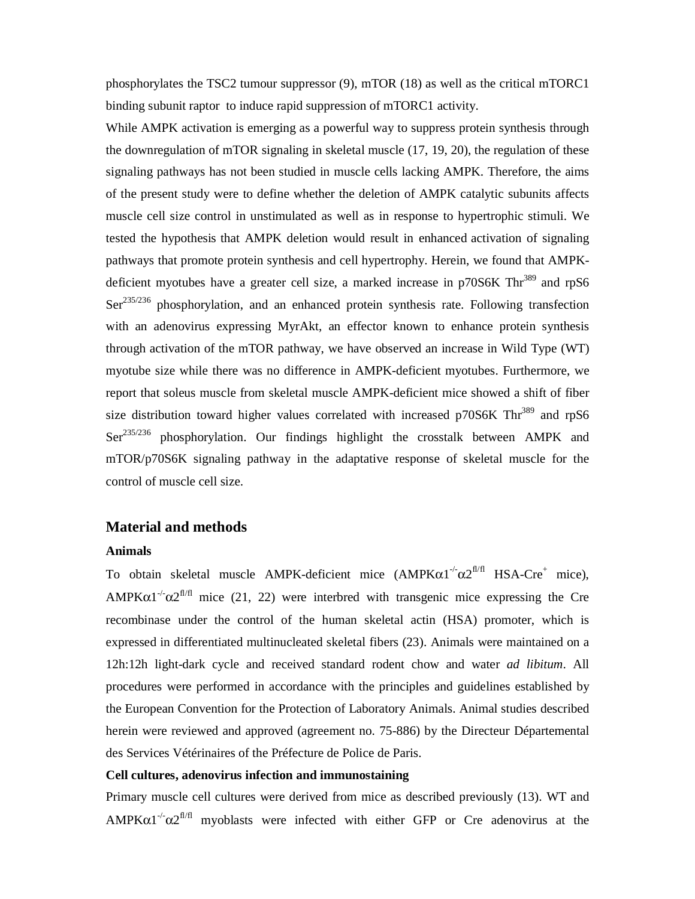phosphorylates the TSC2 tumour suppressor (9), mTOR (18) as well as the critical mTORC1 binding subunit raptor to induce rapid suppression of mTORC1 activity.

While AMPK activation is emerging as a powerful way to suppress protein synthesis through the downregulation of mTOR signaling in skeletal muscle (17, 19, 20), the regulation of these signaling pathways has not been studied in muscle cells lacking AMPK. Therefore, the aims of the present study were to define whether the deletion of AMPK catalytic subunits affects muscle cell size control in unstimulated as well as in response to hypertrophic stimuli. We tested the hypothesis that AMPK deletion would result in enhanced activation of signaling pathways that promote protein synthesis and cell hypertrophy. Herein, we found that AMPK-deficient myotubes have a greater cell size, a marked increase in p70S6K $Thr^{389}$ and rpS6 $Ser^{235/236}$ phosphorylation, and an enhanced protein synthesis rate. Following transfection with an adenovirus expressing MyrAkt, an effector known to enhance protein synthesis through activation of the mTOR pathway, we have observed an increase in Wild Type (WT) myotube size while there was no difference in AMPK-deficient myotubes. Furthermore, we report that soleus muscle from skeletal muscle AMPK-deficient mice showed a shift of fiber size distribution toward higher values correlated with increased p70S6K $Thr^{389}$ and rpS6 $Ser^{235/236}$ phosphorylation. Our findings highlight the crosstalk between AMPK and mTOR/p70S6K signaling pathway in the adaptative response of skeletal muscle for the control of muscle cell size.

## Material and methods

### Animals

To obtain skeletal muscle AMPK-deficient mice (AMPK$\alpha1^{-/-}\alpha2^{fl/fl}$ HSA-$Cre^{+}$ mice), AMPK$\alpha1^{-/-}\alpha2^{fl/fl}$ mice (21, 22) were interbred with transgenic mice expressing the Cre recombinase under the control of the human skeletal actin (HSA) promoter, which is expressed in differentiated multinucleated skeletal fibers (23). Animals were maintained on a 12h:12h light-dark cycle and received standard rodent chow and water *ad libitum*. All procedures were performed in accordance with the principles and guidelines established by the European Convention for the Protection of Laboratory Animals. Animal studies described herein were reviewed and approved (agreement no. 75-886) by the Directeur Départemental des Services Vétérinaires of the Préfecture de Police de Paris.

### Cell cultures, adenovirus infection and immunostaining

Primary muscle cell cultures were derived from mice as described previously (13). WT and AMPK$\alpha1^{-/-}\alpha2^{fl/fl}$ myoblasts were infected with either GFP or Cre adenovirus at the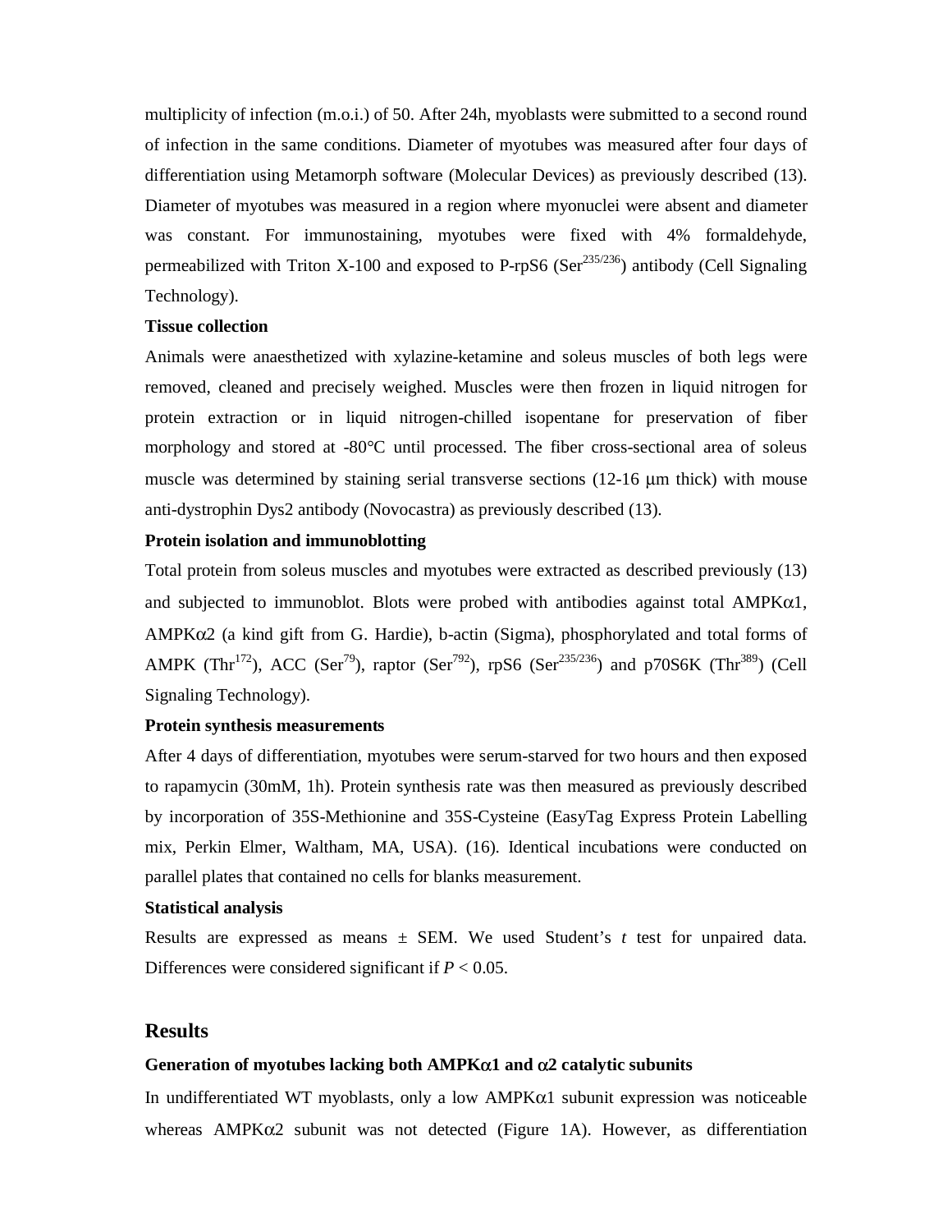multiplicity of infection (m.o.i.) of 50. After 24h, myoblasts were submitted to a second round of infection in the same conditions. Diameter of myotubes was measured after four days of differentiation using Metamorph software (Molecular Devices) as previously described (13). Diameter of myotubes was measured in a region where myonuclei were absent and diameter was constant. For immunostaining, myotubes were fixed with 4% formaldehyde, permeabilized with Triton X-100 and exposed to P-rpS6 ($Ser^{235/236}$) antibody (Cell Signaling Technology).

**Tissue collection**

Animals were anaesthetized with xylazine-ketamine and soleus muscles of both legs were removed, cleaned and precisely weighed. Muscles were then frozen in liquid nitrogen for protein extraction or in liquid nitrogen-chilled isopentane for preservation of fiber morphology and stored at -80°C until processed. The fiber cross-sectional area of soleus muscle was determined by staining serial transverse sections (12-16 μm thick) with mouse anti-dystrophin Dys2 antibody (Novocastra) as previously described (13).

**Protein isolation and immunoblotting**

Total protein from soleus muscles and myotubes were extracted as described previously (13) and subjected to immunoblot. Blots were probed with antibodies against total AMPKα1, AMPKα2 (a kind gift from G. Hardie), b-actin (Sigma), phosphorylated and total forms of AMPK ($Thr^{172}$), ACC ($Ser^{79}$), raptor ($Ser^{792}$), rpS6 ($Ser^{235/236}$) and p70S6K ($Thr^{389}$) (Cell Signaling Technology).

**Protein synthesis measurements**

After 4 days of differentiation, myotubes were serum-starved for two hours and then exposed to rapamycin (30mM, 1h). Protein synthesis rate was then measured as previously described by incorporation of 35S-Methionine and 35S-Cysteine (EasyTag Express Protein Labelling mix, Perkin Elmer, Waltham, MA, USA). (16). Identical incubations were conducted on parallel plates that contained no cells for blanks measurement.

**Statistical analysis**

Results are expressed as means ± SEM. We used Student's *t* test for unpaired data. Differences were considered significant if $P < 0.05$.

## Results

**Generation of myotubes lacking both AMPKα1 and α2 catalytic subunits**

In undifferentiated WT myoblasts, only a low AMPKα1 subunit expression was noticeable whereas AMPKα2 subunit was not detected (Figure 1A). However, as differentiation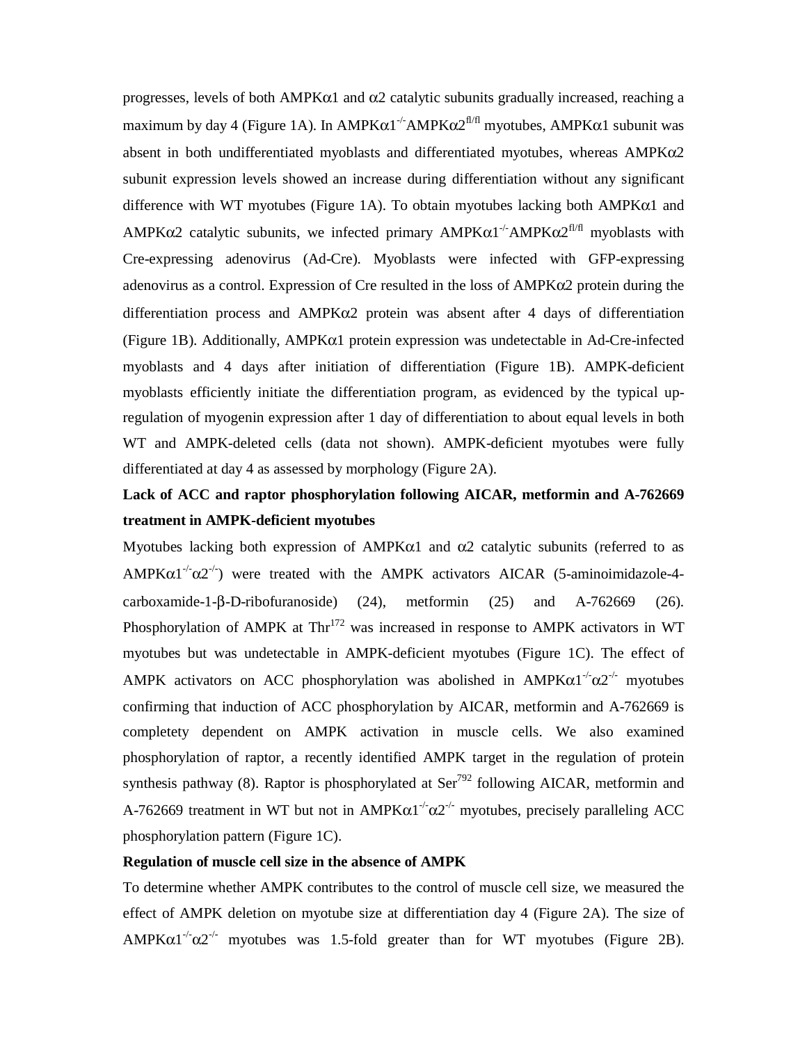progresses, levels of both AMPKα1 and α2 catalytic subunits gradually increased, reaching a maximum by day 4 (Figure 1A). In AMPKα1$^{-/-}$AMPKα2$^{fl/fl}$ myotubes, AMPKα1 subunit was absent in both undifferentiated myoblasts and differentiated myotubes, whereas AMPKα2 subunit expression levels showed an increase during differentiation without any significant difference with WT myotubes (Figure 1A). To obtain myotubes lacking both AMPKα1 and AMPKα2 catalytic subunits, we infected primary AMPKα1$^{-/-}$AMPKα2$^{fl/fl}$ myoblasts with Cre-expressing adenovirus (Ad-Cre). Myoblasts were infected with GFP-expressing adenovirus as a control. Expression of Cre resulted in the loss of AMPKα2 protein during the differentiation process and AMPKα2 protein was absent after 4 days of differentiation (Figure 1B). Additionally, AMPKα1 protein expression was undetectable in Ad-Cre-infected myoblasts and 4 days after initiation of differentiation (Figure 1B). AMPK-deficient myoblasts efficiently initiate the differentiation program, as evidenced by the typical up-regulation of myogenin expression after 1 day of differentiation to about equal levels in both WT and AMPK-deleted cells (data not shown). AMPK-deficient myotubes were fully differentiated at day 4 as assessed by morphology (Figure 2A).

**Lack of ACC and raptor phosphorylation following AICAR, metformin and A-762669 treatment in AMPK-deficient myotubes**

Myotubes lacking both expression of AMPKα1 and α2 catalytic subunits (referred to as AMPKα1$^{-/-}$α2$^{-/-}$) were treated with the AMPK activators AICAR (5-aminoimidazole-4-carboxamide-1-β-D-ribofuranoside) (24), metformin (25) and A-762669 (26). Phosphorylation of AMPK at Thr[172] was increased in response to AMPK activators in WT myotubes but was undetectable in AMPK-deficient myotubes (Figure 1C). The effect of AMPK activators on ACC phosphorylation was abolished in AMPKα1$^{-/-}$α2$^{-/-}$ myotubes confirming that induction of ACC phosphorylation by AICAR, metformin and A-762669 is completety dependent on AMPK activation in muscle cells. We also examined phosphorylation of raptor, a recently identified AMPK target in the regulation of protein synthesis pathway (8). Raptor is phosphorylated at Ser[792] following AICAR, metformin and A-762669 treatment in WT but not in AMPKα1$^{-/-}$α2$^{-/-}$ myotubes, precisely paralleling ACC phosphorylation pattern (Figure 1C).

**Regulation of muscle cell size in the absence of AMPK**

To determine whether AMPK contributes to the control of muscle cell size, we measured the effect of AMPK deletion on myotube size at differentiation day 4 (Figure 2A). The size of AMPKα1$^{-/-}$α2$^{-/-}$ myotubes was 1.5-fold greater than for WT myotubes (Figure 2B).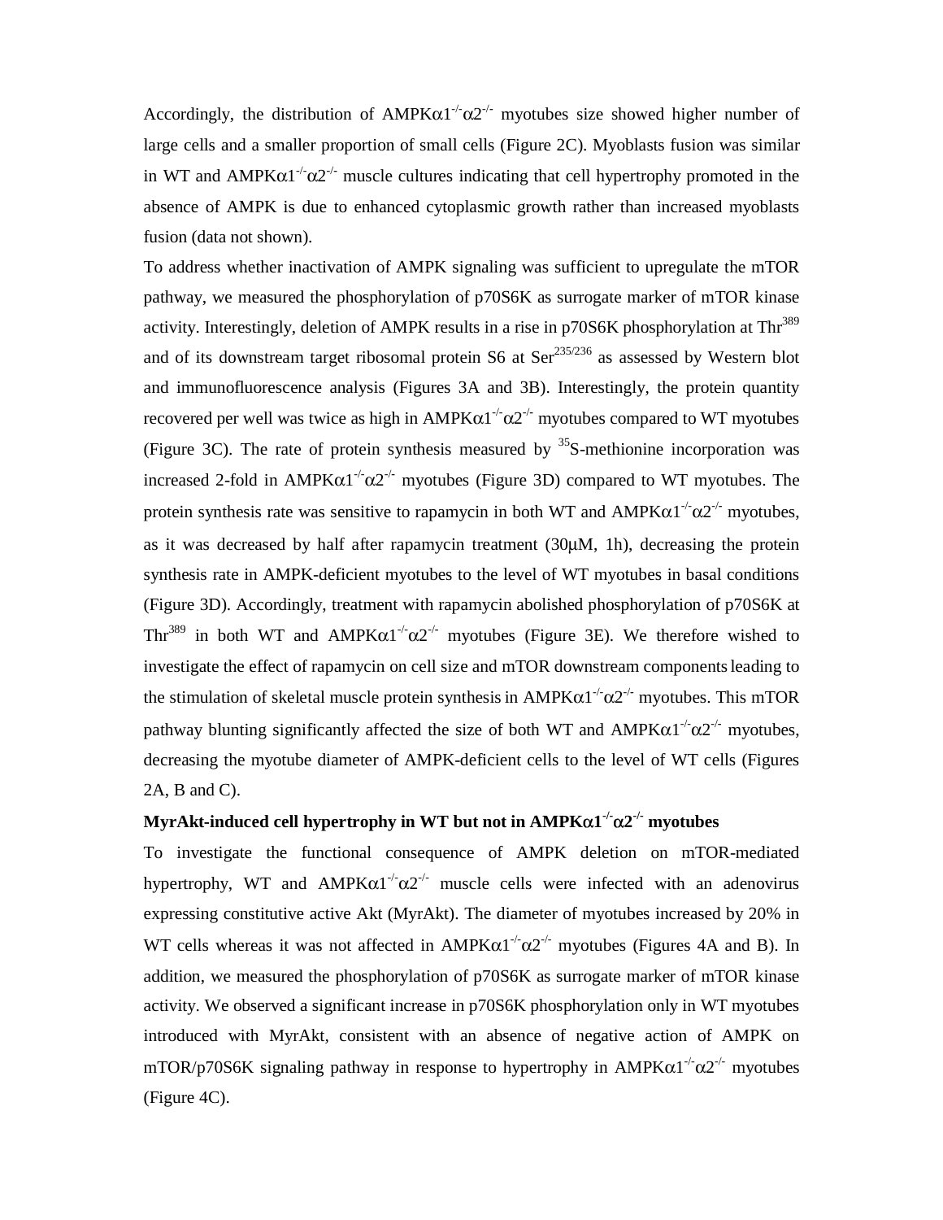Accordingly, the distribution of AMPK$\alpha1^{-/-}\alpha2^{-/-}$ myotubes size showed higher number of large cells and a smaller proportion of small cells (Figure 2C). Myoblasts fusion was similar in WT and AMPK$\alpha1^{-/-}\alpha2^{-/-}$ muscle cultures indicating that cell hypertrophy promoted in the absence of AMPK is due to enhanced cytoplasmic growth rather than increased myoblasts fusion (data not shown).

To address whether inactivation of AMPK signaling was sufficient to upregulate the mTOR pathway, we measured the phosphorylation of p70S6K as surrogate marker of mTOR kinase activity. Interestingly, deletion of AMPK results in a rise in p70S6K phosphorylation at Thr$^{389}$ and of its downstream target ribosomal protein S6 at Ser$^{235/236}$ as assessed by Western blot and immunofluorescence analysis (Figures 3A and 3B). Interestingly, the protein quantity recovered per well was twice as high in AMPK$\alpha1^{-/-}\alpha2^{-/-}$ myotubes compared to WT myotubes (Figure 3C). The rate of protein synthesis measured by $^{35}$S-methionine incorporation was increased 2-fold in AMPK$\alpha1^{-/-}\alpha2^{-/-}$ myotubes (Figure 3D) compared to WT myotubes. The protein synthesis rate was sensitive to rapamycin in both WT and AMPK$\alpha1^{-/-}\alpha2^{-/-}$ myotubes, as it was decreased by half after rapamycin treatment (30µM, 1h), decreasing the protein synthesis rate in AMPK-deficient myotubes to the level of WT myotubes in basal conditions (Figure 3D). Accordingly, treatment with rapamycin abolished phosphorylation of p70S6K at Thr$^{389}$ in both WT and AMPK$\alpha1^{-/-}\alpha2^{-/-}$ myotubes (Figure 3E). We therefore wished to investigate the effect of rapamycin on cell size and mTOR downstream components leading to the stimulation of skeletal muscle protein synthesis in AMPK$\alpha1^{-/-}\alpha2^{-/-}$ myotubes. This mTOR pathway blunting significantly affected the size of both WT and AMPK$\alpha1^{-/-}\alpha2^{-/-}$ myotubes, decreasing the myotube diameter of AMPK-deficient cells to the level of WT cells (Figures 2A, B and C).

**MyrAkt-induced cell hypertrophy in WT but not in AMPK$\alpha1^{-/-}\alpha2^{-/-}$ myotubes**

To investigate the functional consequence of AMPK deletion on mTOR-mediated hypertrophy, WT and AMPK$\alpha1^{-/-}\alpha2^{-/-}$ muscle cells were infected with an adenovirus expressing constitutive active Akt (MyrAkt). The diameter of myotubes increased by 20% in WT cells whereas it was not affected in AMPK$\alpha1^{-/-}\alpha2^{-/-}$ myotubes (Figures 4A and B). In addition, we measured the phosphorylation of p70S6K as surrogate marker of mTOR kinase activity. We observed a significant increase in p70S6K phosphorylation only in WT myotubes introduced with MyrAkt, consistent with an absence of negative action of AMPK on mTOR/p70S6K signaling pathway in response to hypertrophy in AMPK$\alpha1^{-/-}\alpha2^{-/-}$ myotubes (Figure 4C).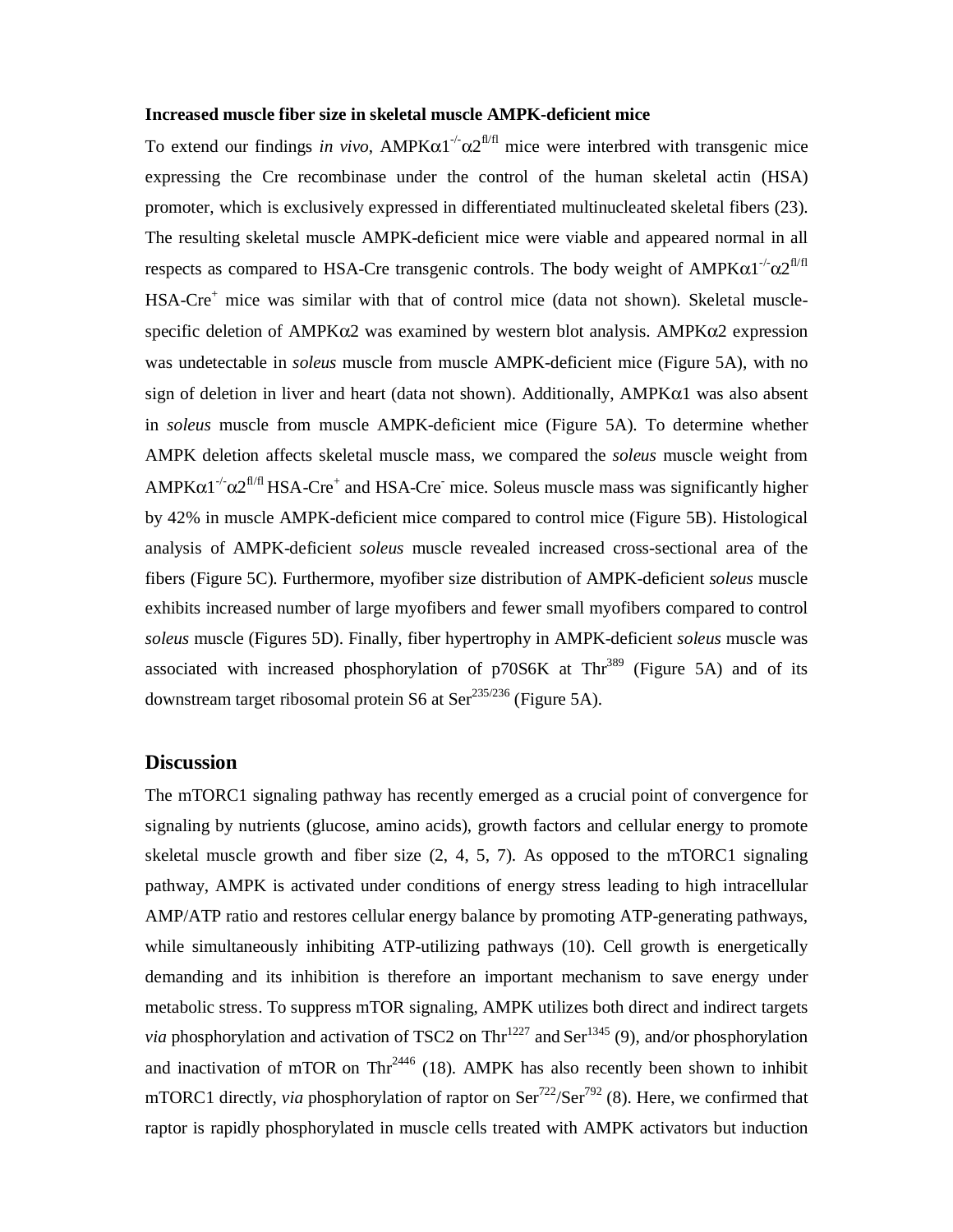**Increased muscle fiber size in skeletal muscle AMPK-deficient mice**

To extend our findings *in vivo*, AMPK$\alpha1^{-/-}\alpha2^{fl/fl}$ mice were interbred with transgenic mice expressing the Cre recombinase under the control of the human skeletal actin (HSA) promoter, which is exclusively expressed in differentiated multinucleated skeletal fibers (23). The resulting skeletal muscle AMPK-deficient mice were viable and appeared normal in all respects as compared to HSA-Cre transgenic controls. The body weight of AMPK$\alpha1^{-/-}\alpha2^{fl/fl}$ HSA-$Cre^{+}$ mice was similar with that of control mice (data not shown). Skeletal muscle-specific deletion of AMPK$\alpha2$ was examined by western blot analysis. AMPK$\alpha2$ expression was undetectable in *soleus* muscle from muscle AMPK-deficient mice (Figure 5A), with no sign of deletion in liver and heart (data not shown). Additionally, AMPK$\alpha1$ was also absent in *soleus* muscle from muscle AMPK-deficient mice (Figure 5A). To determine whether AMPK deletion affects skeletal muscle mass, we compared the *soleus* muscle weight from AMPK$\alpha1^{-/-}\alpha2^{fl/fl}$ HSA-$Cre^{+}$ and HSA-$Cre^{-}$ mice. Soleus muscle mass was significantly higher by 42% in muscle AMPK-deficient mice compared to control mice (Figure 5B). Histological analysis of AMPK-deficient *soleus* muscle revealed increased cross-sectional area of the fibers (Figure 5C). Furthermore, myofiber size distribution of AMPK-deficient *soleus* muscle exhibits increased number of large myofibers and fewer small myofibers compared to control *soleus* muscle (Figures 5D). Finally, fiber hypertrophy in AMPK-deficient *soleus* muscle was associated with increased phosphorylation of p70S6K at $Thr^{389}$ (Figure 5A) and of its downstream target ribosomal protein S6 at $Ser^{235/236}$ (Figure 5A).

## Discussion

The mTORC1 signaling pathway has recently emerged as a crucial point of convergence for signaling by nutrients (glucose, amino acids), growth factors and cellular energy to promote skeletal muscle growth and fiber size (2, 4, 5, 7). As opposed to the mTORC1 signaling pathway, AMPK is activated under conditions of energy stress leading to high intracellular AMP/ATP ratio and restores cellular energy balance by promoting ATP-generating pathways, while simultaneously inhibiting ATP-utilizing pathways (10). Cell growth is energetically demanding and its inhibition is therefore an important mechanism to save energy under metabolic stress. To suppress mTOR signaling, AMPK utilizes both direct and indirect targets *via* phosphorylation and activation of TSC2 on $Thr^{1227}$ and $Ser^{1345}$ (9), and/or phosphorylation and inactivation of mTOR on $Thr^{2446}$ (18). AMPK has also recently been shown to inhibit mTORC1 directly, *via* phosphorylation of raptor on $Ser^{722}$/$Ser^{792}$ (8). Here, we confirmed that raptor is rapidly phosphorylated in muscle cells treated with AMPK activators but induction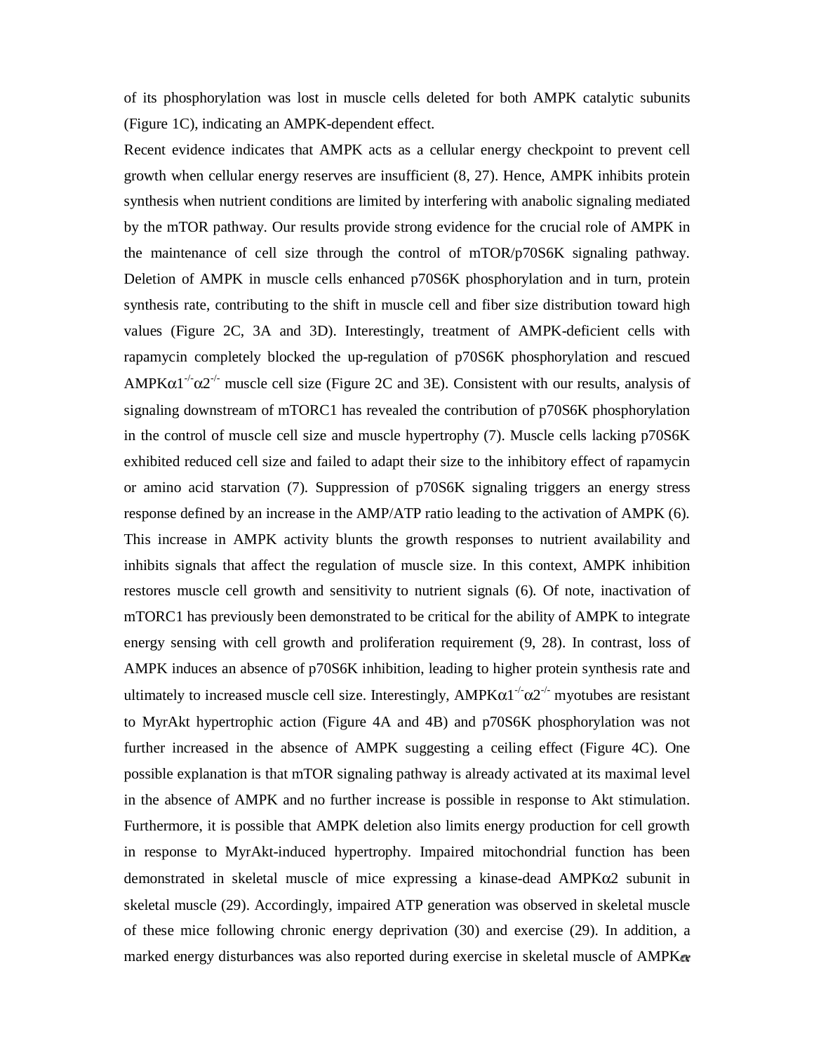of its phosphorylation was lost in muscle cells deleted for both AMPK catalytic subunits (Figure 1C), indicating an AMPK-dependent effect.

Recent evidence indicates that AMPK acts as a cellular energy checkpoint to prevent cell growth when cellular energy reserves are insufficient (8, 27). Hence, AMPK inhibits protein synthesis when nutrient conditions are limited by interfering with anabolic signaling mediated by the mTOR pathway. Our results provide strong evidence for the crucial role of AMPK in the maintenance of cell size through the control of mTOR/p70S6K signaling pathway. Deletion of AMPK in muscle cells enhanced p70S6K phosphorylation and in turn, protein synthesis rate, contributing to the shift in muscle cell and fiber size distribution toward high values (Figure 2C, 3A and 3D). Interestingly, treatment of AMPK-deficient cells with rapamycin completely blocked the up-regulation of p70S6K phosphorylation and rescued AMPK$\alpha1^{-/-}\alpha2^{-/-}$ muscle cell size (Figure 2C and 3E). Consistent with our results, analysis of signaling downstream of mTORC1 has revealed the contribution of p70S6K phosphorylation in the control of muscle cell size and muscle hypertrophy (7). Muscle cells lacking p70S6K exhibited reduced cell size and failed to adapt their size to the inhibitory effect of rapamycin or amino acid starvation (7). Suppression of p70S6K signaling triggers an energy stress response defined by an increase in the AMP/ATP ratio leading to the activation of AMPK (6). This increase in AMPK activity blunts the growth responses to nutrient availability and inhibits signals that affect the regulation of muscle size. In this context, AMPK inhibition restores muscle cell growth and sensitivity to nutrient signals (6). Of note, inactivation of mTORC1 has previously been demonstrated to be critical for the ability of AMPK to integrate energy sensing with cell growth and proliferation requirement (9, 28). In contrast, loss of AMPK induces an absence of p70S6K inhibition, leading to higher protein synthesis rate and ultimately to increased muscle cell size. Interestingly, AMPK$\alpha1^{-/-}\alpha2^{-/-}$ myotubes are resistant to MyrAkt hypertrophic action (Figure 4A and 4B) and p70S6K phosphorylation was not further increased in the absence of AMPK suggesting a ceiling effect (Figure 4C). One possible explanation is that mTOR signaling pathway is already activated at its maximal level in the absence of AMPK and no further increase is possible in response to Akt stimulation. Furthermore, it is possible that AMPK deletion also limits energy production for cell growth in response to MyrAkt-induced hypertrophy. Impaired mitochondrial function has been demonstrated in skeletal muscle of mice expressing a kinase-dead AMPK$\alpha2$ subunit in skeletal muscle (29). Accordingly, impaired ATP generation was observed in skeletal muscle of these mice following chronic energy deprivation (30) and exercise (29). In addition, a marked energy disturbances was also reported during exercise in skeletal muscle of AMPK$\alpha$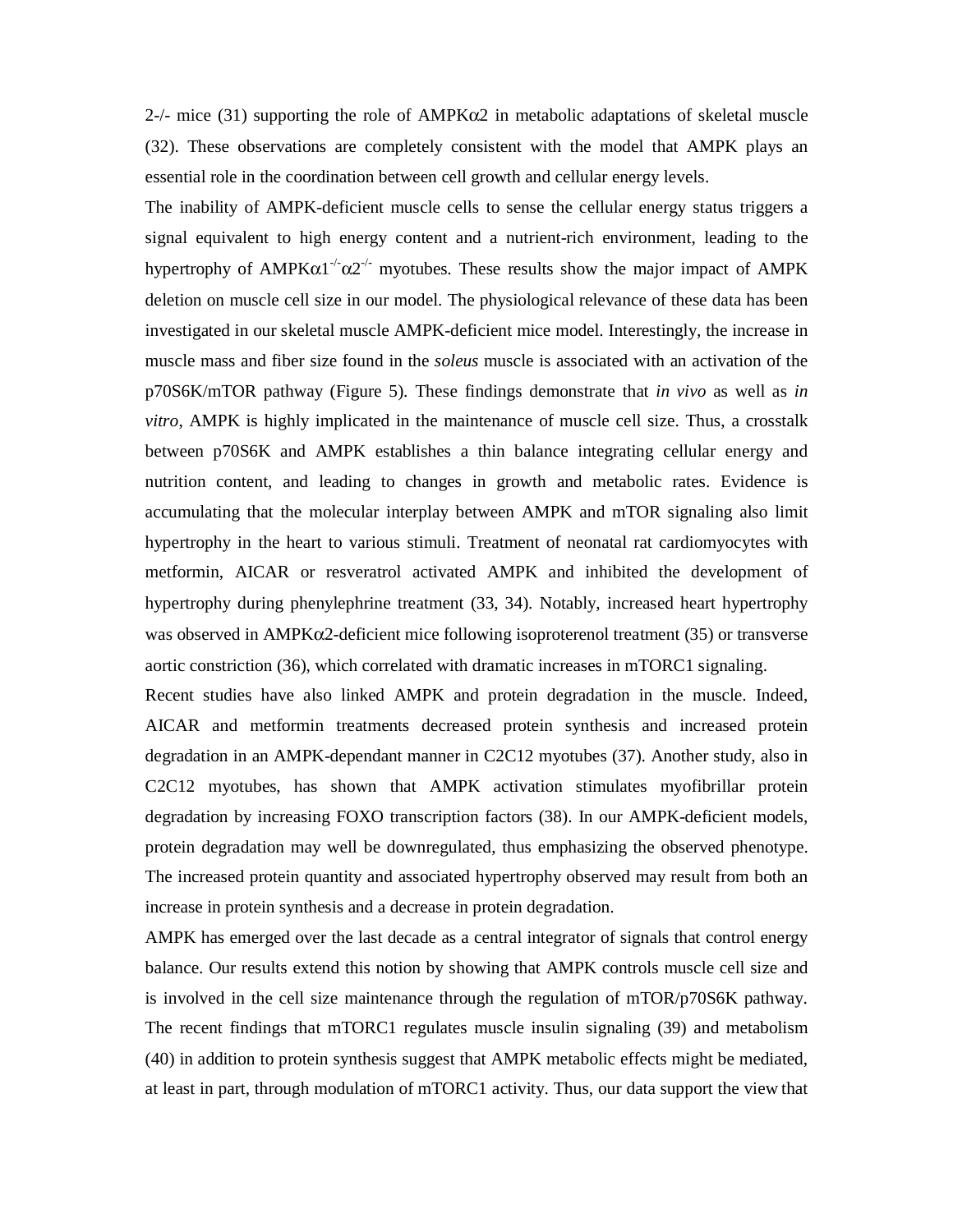2-/- mice (31) supporting the role of AMPKα2 in metabolic adaptations of skeletal muscle (32). These observations are completely consistent with the model that AMPK plays an essential role in the coordination between cell growth and cellular energy levels.

The inability of AMPK-deficient muscle cells to sense the cellular energy status triggers a signal equivalent to high energy content and a nutrient-rich environment, leading to the hypertrophy of AMPK$\alpha1^{-/-}\alpha2^{-/-}$ myotubes. These results show the major impact of AMPK deletion on muscle cell size in our model. The physiological relevance of these data has been investigated in our skeletal muscle AMPK-deficient mice model. Interestingly, the increase in muscle mass and fiber size found in the *soleus* muscle is associated with an activation of the p70S6K/mTOR pathway (Figure 5). These findings demonstrate that *in vivo* as well as *in vitro*, AMPK is highly implicated in the maintenance of muscle cell size. Thus, a crosstalk between p70S6K and AMPK establishes a thin balance integrating cellular energy and nutrition content, and leading to changes in growth and metabolic rates. Evidence is accumulating that the molecular interplay between AMPK and mTOR signaling also limit hypertrophy in the heart to various stimuli. Treatment of neonatal rat cardiomyocytes with metformin, AICAR or resveratrol activated AMPK and inhibited the development of hypertrophy during phenylephrine treatment (33, 34). Notably, increased heart hypertrophy was observed in AMPKα2-deficient mice following isoproterenol treatment (35) or transverse aortic constriction (36), which correlated with dramatic increases in mTORC1 signaling.

Recent studies have also linked AMPK and protein degradation in the muscle. Indeed, AICAR and metformin treatments decreased protein synthesis and increased protein degradation in an AMPK-dependant manner in C2C12 myotubes (37). Another study, also in C2C12 myotubes, has shown that AMPK activation stimulates myofibrillar protein degradation by increasing FOXO transcription factors (38). In our AMPK-deficient models, protein degradation may well be downregulated, thus emphasizing the observed phenotype. The increased protein quantity and associated hypertrophy observed may result from both an increase in protein synthesis and a decrease in protein degradation.

AMPK has emerged over the last decade as a central integrator of signals that control energy balance. Our results extend this notion by showing that AMPK controls muscle cell size and is involved in the cell size maintenance through the regulation of mTOR/p70S6K pathway. The recent findings that mTORC1 regulates muscle insulin signaling (39) and metabolism (40) in addition to protein synthesis suggest that AMPK metabolic effects might be mediated, at least in part, through modulation of mTORC1 activity. Thus, our data support the view that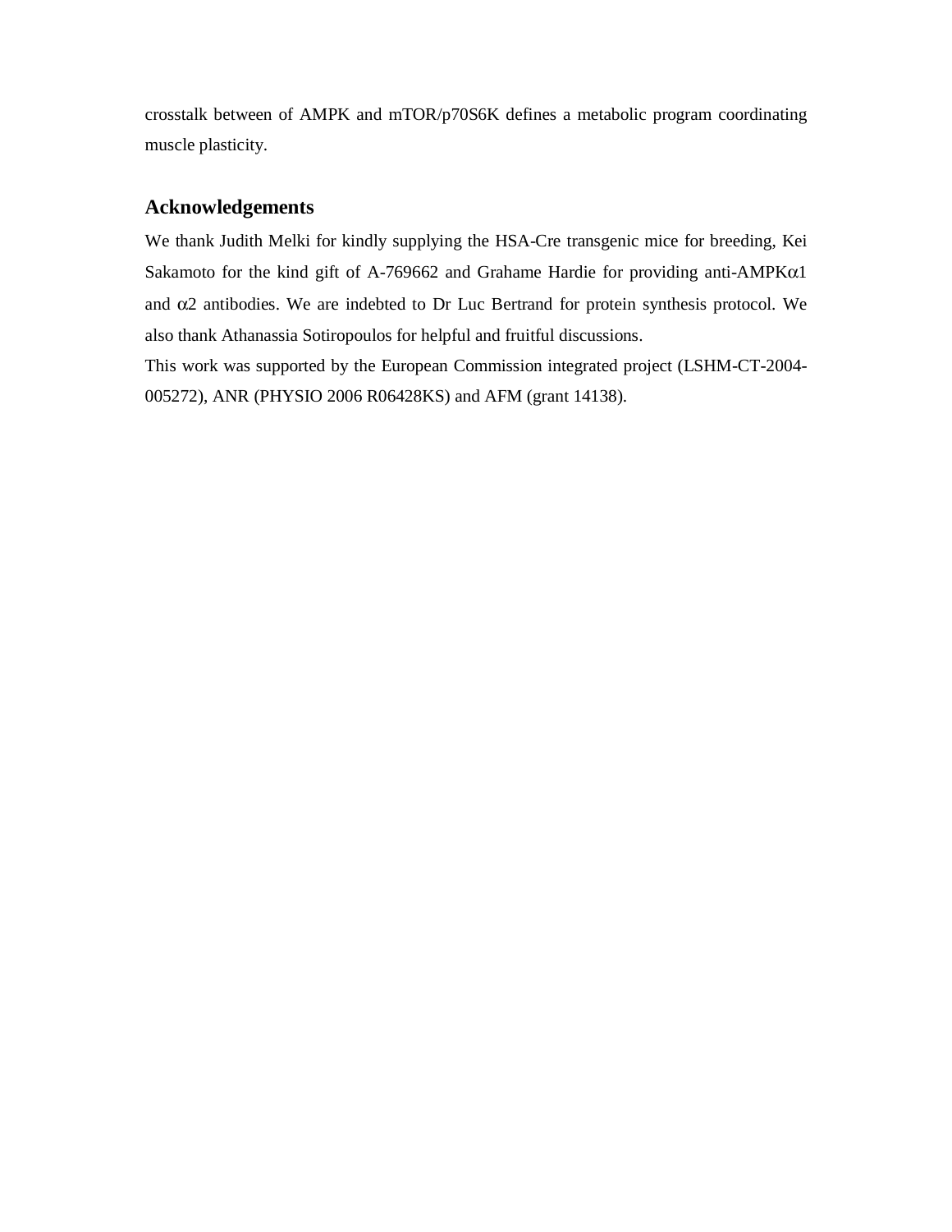crosstalk between of AMPK and mTOR/p70S6K defines a metabolic program coordinating muscle plasticity.

## Acknowledgements

We thank Judith Melki for kindly supplying the HSA-Cre transgenic mice for breeding, Kei Sakamoto for the kind gift of A-769662 and Grahame Hardie for providing anti-AMPK$\alpha$1 and $\alpha$2 antibodies. We are indebted to Dr Luc Bertrand for protein synthesis protocol. We also thank Athanassia Sotiropoulos for helpful and fruitful discussions.

This work was supported by the European Commission integrated project (LSHM-CT-2004-005272), ANR (PHYSIO 2006 R06428KS) and AFM (grant 14138).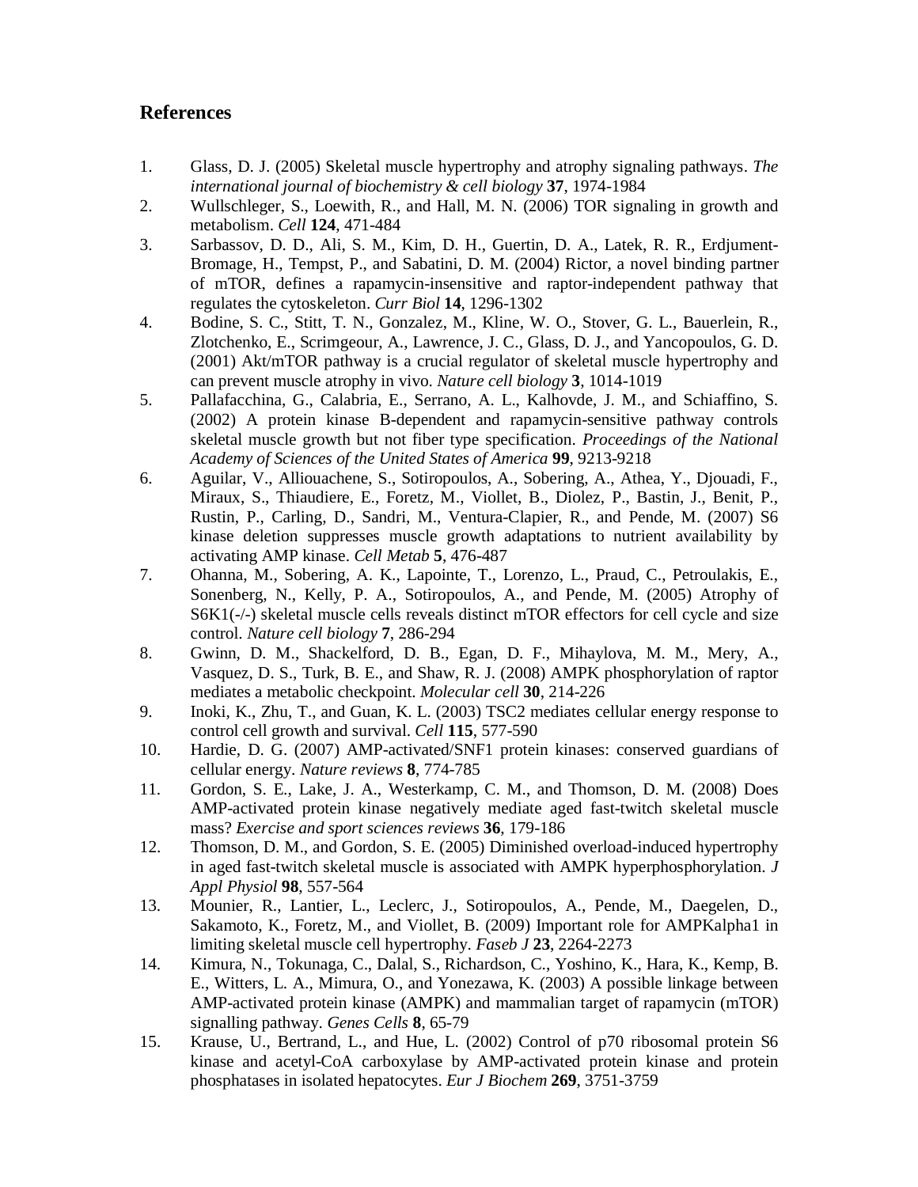## References

1. Glass, D. J. (2005) Skeletal muscle hypertrophy and atrophy signaling pathways. *The international journal of biochemistry & cell biology* **37**, 1974-1984
2. Wullschleger, S., Loewith, R., and Hall, M. N. (2006) TOR signaling in growth and metabolism. *Cell* **124**, 471-484
3. Sarbassov, D. D., Ali, S. M., Kim, D. H., Guertin, D. A., Latek, R. R., Erdjument-Bromage, H., Tempst, P., and Sabatini, D. M. (2004) Rictor, a novel binding partner of mTOR, defines a rapamycin-insensitive and raptor-independent pathway that regulates the cytoskeleton. *Curr Biol* **14**, 1296-1302
4. Bodine, S. C., Stitt, T. N., Gonzalez, M., Kline, W. O., Stover, G. L., Bauerlein, R., Zlotchenko, E., Scrimgeour, A., Lawrence, J. C., Glass, D. J., and Yancopoulos, G. D. (2001) Akt/mTOR pathway is a crucial regulator of skeletal muscle hypertrophy and can prevent muscle atrophy in vivo. *Nature cell biology* **3**, 1014-1019
5. Pallafacchina, G., Calabria, E., Serrano, A. L., Kalhovde, J. M., and Schiaffino, S. (2002) A protein kinase B-dependent and rapamycin-sensitive pathway controls skeletal muscle growth but not fiber type specification. *Proceedings of the National Academy of Sciences of the United States of America* **99**, 9213-9218
6. Aguilar, V., Alliouachene, S., Sotiropoulos, A., Sobering, A., Athea, Y., Djouadi, F., Miraux, S., Thiaudiere, E., Foretz, M., Viollet, B., Diolez, P., Bastin, J., Benit, P., Rustin, P., Carling, D., Sandri, M., Ventura-Clapier, R., and Pende, M. (2007) S6 kinase deletion suppresses muscle growth adaptations to nutrient availability by activating AMP kinase. *Cell Metab* **5**, 476-487
7. Ohanna, M., Sobering, A. K., Lapointe, T., Lorenzo, L., Praud, C., Petroulakis, E., Sonenberg, N., Kelly, P. A., Sotiropoulos, A., and Pende, M. (2005) Atrophy of S6K1(-/-) skeletal muscle cells reveals distinct mTOR effectors for cell cycle and size control. *Nature cell biology* **7**, 286-294
8. Gwinn, D. M., Shackelford, D. B., Egan, D. F., Mihaylova, M. M., Mery, A., Vasquez, D. S., Turk, B. E., and Shaw, R. J. (2008) AMPK phosphorylation of raptor mediates a metabolic checkpoint. *Molecular cell* **30**, 214-226
9. Inoki, K., Zhu, T., and Guan, K. L. (2003) TSC2 mediates cellular energy response to control cell growth and survival. *Cell* **115**, 577-590
10. Hardie, D. G. (2007) AMP-activated/SNF1 protein kinases: conserved guardians of cellular energy. *Nature reviews* **8**, 774-785
11. Gordon, S. E., Lake, J. A., Westerkamp, C. M., and Thomson, D. M. (2008) Does AMP-activated protein kinase negatively mediate aged fast-twitch skeletal muscle mass? *Exercise and sport sciences reviews* **36**, 179-186
12. Thomson, D. M., and Gordon, S. E. (2005) Diminished overload-induced hypertrophy in aged fast-twitch skeletal muscle is associated with AMPK hyperphosphorylation. *J Appl Physiol* **98**, 557-564
13. Mounier, R., Lantier, L., Leclerc, J., Sotiropoulos, A., Pende, M., Daegelen, D., Sakamoto, K., Foretz, M., and Viollet, B. (2009) Important role for AMPKalpha1 in limiting skeletal muscle cell hypertrophy. *Faseb J* **23**, 2264-2273
14. Kimura, N., Tokunaga, C., Dalal, S., Richardson, C., Yoshino, K., Hara, K., Kemp, B. E., Witters, L. A., Mimura, O., and Yonezawa, K. (2003) A possible linkage between AMP-activated protein kinase (AMPK) and mammalian target of rapamycin (mTOR) signalling pathway. *Genes Cells* **8**, 65-79
15. Krause, U., Bertrand, L., and Hue, L. (2002) Control of p70 ribosomal protein S6 kinase and acetyl-CoA carboxylase by AMP-activated protein kinase and protein phosphatases in isolated hepatocytes. *Eur J Biochem* **269**, 3751-3759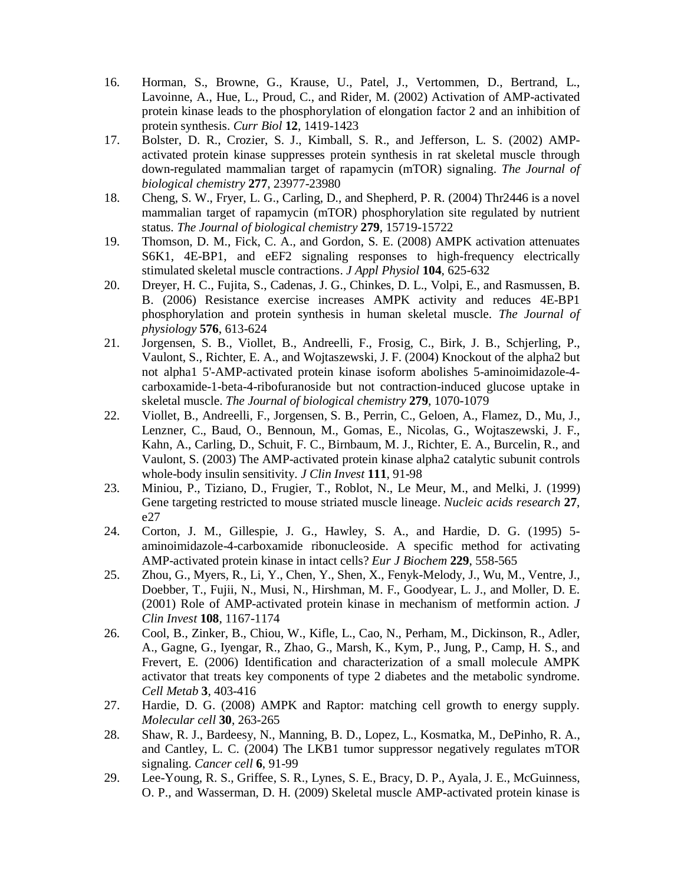16. Horman, S., Browne, G., Krause, U., Patel, J., Vertommen, D., Bertrand, L., Lavoinne, A., Hue, L., Proud, C., and Rider, M. (2002) Activation of AMP-activated protein kinase leads to the phosphorylation of elongation factor 2 and an inhibition of protein synthesis. *Curr Biol* **12**, 1419-1423
17. Bolster, D. R., Crozier, S. J., Kimball, S. R., and Jefferson, L. S. (2002) AMP-activated protein kinase suppresses protein synthesis in rat skeletal muscle through down-regulated mammalian target of rapamycin (mTOR) signaling. *The Journal of biological chemistry* **277**, 23977-23980
18. Cheng, S. W., Fryer, L. G., Carling, D., and Shepherd, P. R. (2004) Thr2446 is a novel mammalian target of rapamycin (mTOR) phosphorylation site regulated by nutrient status. *The Journal of biological chemistry* **279**, 15719-15722
19. Thomson, D. M., Fick, C. A., and Gordon, S. E. (2008) AMPK activation attenuates S6K1, 4E-BP1, and eEF2 signaling responses to high-frequency electrically stimulated skeletal muscle contractions. *J Appl Physiol* **104**, 625-632
20. Dreyer, H. C., Fujita, S., Cadenas, J. G., Chinkes, D. L., Volpi, E., and Rasmussen, B. B. (2006) Resistance exercise increases AMPK activity and reduces 4E-BP1 phosphorylation and protein synthesis in human skeletal muscle. *The Journal of physiology* **576**, 613-624
21. Jorgensen, S. B., Viollet, B., Andreelli, F., Frosig, C., Birk, J. B., Schjerling, P., Vaulont, S., Richter, E. A., and Wojtaszewski, J. F. (2004) Knockout of the alpha2 but not alpha1 5'-AMP-activated protein kinase isoform abolishes 5-aminoimidazole-4-carboxamide-1-beta-4-ribofuranoside but not contraction-induced glucose uptake in skeletal muscle. *The Journal of biological chemistry* **279**, 1070-1079
22. Viollet, B., Andreelli, F., Jorgensen, S. B., Perrin, C., Geloen, A., Flamez, D., Mu, J., Lenzner, C., Baud, O., Bennoun, M., Gomas, E., Nicolas, G., Wojtaszewski, J. F., Kahn, A., Carling, D., Schuit, F. C., Birnbaum, M. J., Richter, E. A., Burcelin, R., and Vaulont, S. (2003) The AMP-activated protein kinase alpha2 catalytic subunit controls whole-body insulin sensitivity. *J Clin Invest* **111**, 91-98
23. Miniou, P., Tiziano, D., Frugier, T., Roblot, N., Le Meur, M., and Melki, J. (1999) Gene targeting restricted to mouse striated muscle lineage. *Nucleic acids research* **27**, e27
24. Corton, J. M., Gillespie, J. G., Hawley, S. A., and Hardie, D. G. (1995) 5-aminoimidazole-4-carboxamide ribonucleoside. A specific method for activating AMP-activated protein kinase in intact cells? *Eur J Biochem* **229**, 558-565
25. Zhou, G., Myers, R., Li, Y., Chen, Y., Shen, X., Fenyk-Melody, J., Wu, M., Ventre, J., Doebber, T., Fujii, N., Musi, N., Hirshman, M. F., Goodyear, L. J., and Moller, D. E. (2001) Role of AMP-activated protein kinase in mechanism of metformin action. *J Clin Invest* **108**, 1167-1174
26. Cool, B., Zinker, B., Chiou, W., Kifle, L., Cao, N., Perham, M., Dickinson, R., Adler, A., Gagne, G., Iyengar, R., Zhao, G., Marsh, K., Kym, P., Jung, P., Camp, H. S., and Frevert, E. (2006) Identification and characterization of a small molecule AMPK activator that treats key components of type 2 diabetes and the metabolic syndrome. *Cell Metab* **3**, 403-416
27. Hardie, D. G. (2008) AMPK and Raptor: matching cell growth to energy supply. *Molecular cell* **30**, 263-265
28. Shaw, R. J., Bardeesy, N., Manning, B. D., Lopez, L., Kosmatka, M., DePinho, R. A., and Cantley, L. C. (2004) The LKB1 tumor suppressor negatively regulates mTOR signaling. *Cancer cell* **6**, 91-99
29. Lee-Young, R. S., Griffee, S. R., Lynes, S. E., Bracy, D. P., Ayala, J. E., McGuinness, O. P., and Wasserman, D. H. (2009) Skeletal muscle AMP-activated protein kinase is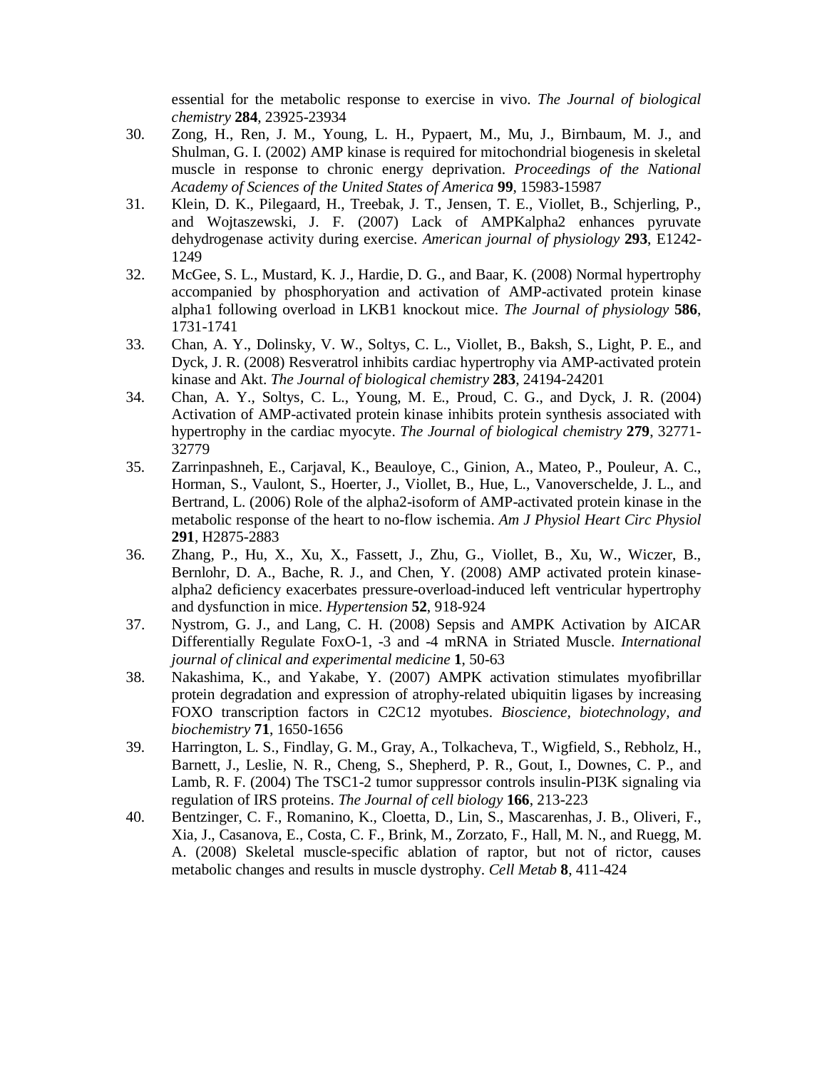essential for the metabolic response to exercise in vivo. *The Journal of biological chemistry* **284**, 23925-23934

30. Zong, H., Ren, J. M., Young, L. H., Pypaert, M., Mu, J., Birnbaum, M. J., and Shulman, G. I. (2002) AMP kinase is required for mitochondrial biogenesis in skeletal muscle in response to chronic energy deprivation. *Proceedings of the National Academy of Sciences of the United States of America* **99**, 15983-15987
31. Klein, D. K., Pilegaard, H., Treebak, J. T., Jensen, T. E., Viollet, B., Schjerling, P., and Wojtaszewski, J. F. (2007) Lack of AMPKalpha2 enhances pyruvate dehydrogenase activity during exercise. *American journal of physiology* **293**, E1242-1249
32. McGee, S. L., Mustard, K. J., Hardie, D. G., and Baar, K. (2008) Normal hypertrophy accompanied by phosphoryation and activation of AMP-activated protein kinase alpha1 following overload in LKB1 knockout mice. *The Journal of physiology* **586**, 1731-1741
33. Chan, A. Y., Dolinsky, V. W., Soltys, C. L., Viollet, B., Baksh, S., Light, P. E., and Dyck, J. R. (2008) Resveratrol inhibits cardiac hypertrophy via AMP-activated protein kinase and Akt. *The Journal of biological chemistry* **283**, 24194-24201
34. Chan, A. Y., Soltys, C. L., Young, M. E., Proud, C. G., and Dyck, J. R. (2004) Activation of AMP-activated protein kinase inhibits protein synthesis associated with hypertrophy in the cardiac myocyte. *The Journal of biological chemistry* **279**, 32771-32779
35. Zarrinpashneh, E., Carjaval, K., Beauloye, C., Ginion, A., Mateo, P., Pouleur, A. C., Horman, S., Vaulont, S., Hoerter, J., Viollet, B., Hue, L., Vanoverschelde, J. L., and Bertrand, L. (2006) Role of the alpha2-isoform of AMP-activated protein kinase in the metabolic response of the heart to no-flow ischemia. *Am J Physiol Heart Circ Physiol* **291**, H2875-2883
36. Zhang, P., Hu, X., Xu, X., Fassett, J., Zhu, G., Viollet, B., Xu, W., Wiczer, B., Bernlohr, D. A., Bache, R. J., and Chen, Y. (2008) AMP activated protein kinase-alpha2 deficiency exacerbates pressure-overload-induced left ventricular hypertrophy and dysfunction in mice. *Hypertension* **52**, 918-924
37. Nystrom, G. J., and Lang, C. H. (2008) Sepsis and AMPK Activation by AICAR Differentially Regulate FoxO-1, -3 and -4 mRNA in Striated Muscle. *International journal of clinical and experimental medicine* **1**, 50-63
38. Nakashima, K., and Yakabe, Y. (2007) AMPK activation stimulates myofibrillar protein degradation and expression of atrophy-related ubiquitin ligases by increasing FOXO transcription factors in C2C12 myotubes. *Bioscience, biotechnology, and biochemistry* **71**, 1650-1656
39. Harrington, L. S., Findlay, G. M., Gray, A., Tolkacheva, T., Wigfield, S., Rebholz, H., Barnett, J., Leslie, N. R., Cheng, S., Shepherd, P. R., Gout, I., Downes, C. P., and Lamb, R. F. (2004) The TSC1-2 tumor suppressor controls insulin-PI3K signaling via regulation of IRS proteins. *The Journal of cell biology* **166**, 213-223
40. Bentzinger, C. F., Romanino, K., Cloetta, D., Lin, S., Mascarenhas, J. B., Oliveri, F., Xia, J., Casanova, E., Costa, C. F., Brink, M., Zorzato, F., Hall, M. N., and Ruegg, M. A. (2008) Skeletal muscle-specific ablation of raptor, but not of rictor, causes metabolic changes and results in muscle dystrophy. *Cell Metab* **8**, 411-424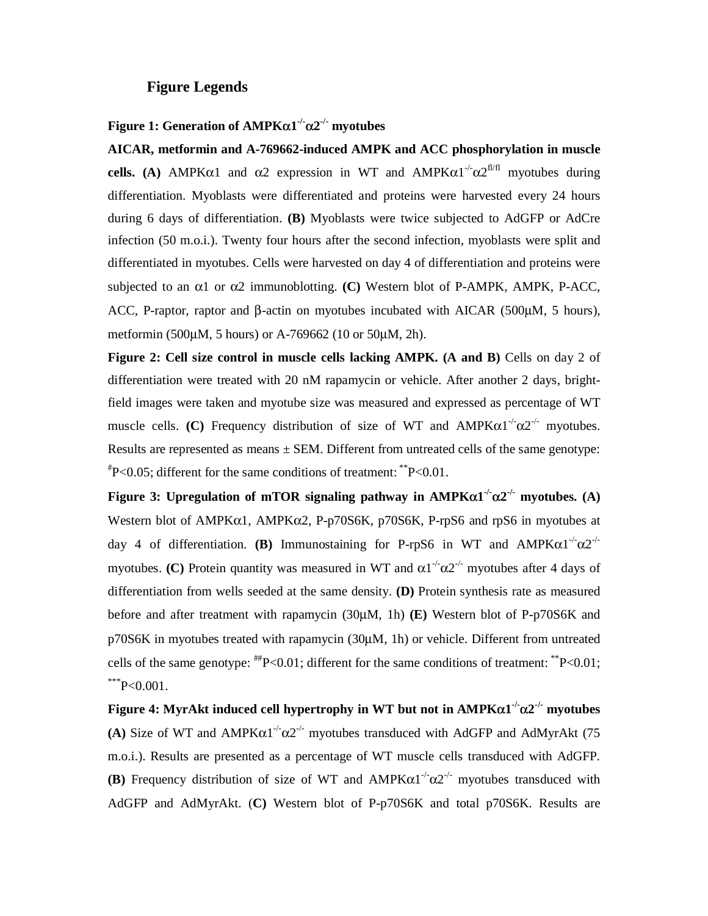## Figure Legends

**Figure 1: Generation of AMPKα1$^{-/-}$α2$^{-/-}$ myotubes**

**AICAR, metformin and A-769662-induced AMPK and ACC phosphorylation in muscle cells. (A)** AMPKα1 and α2 expression in WT and AMPKα1$^{-/-}$α2$^{fl/fl}$ myotubes during differentiation. Myoblasts were differentiated and proteins were harvested every 24 hours during 6 days of differentiation. **(B)** Myoblasts were twice subjected to AdGFP or AdCre infection (50 m.o.i.). Twenty four hours after the second infection, myoblasts were split and differentiated in myotubes. Cells were harvested on day 4 of differentiation and proteins were subjected to an α1 or α2 immunoblotting. **(C)** Western blot of P-AMPK, AMPK, P-ACC, ACC, P-raptor, raptor and β-actin on myotubes incubated with AICAR (500μM, 5 hours), metformin (500μM, 5 hours) or A-769662 (10 or 50μM, 2h).

**Figure 2: Cell size control in muscle cells lacking AMPK. (A and B)** Cells on day 2 of differentiation were treated with 20 nM rapamycin or vehicle. After another 2 days, bright-field images were taken and myotube size was measured and expressed as percentage of WT muscle cells. **(C)** Frequency distribution of size of WT and AMPKα1$^{-/-}$α2$^{-/-}$ myotubes. Results are represented as means ± SEM. Different from untreated cells of the same genotype: $^{\#}$P<0.05; different for the same conditions of treatment: $^{**}$P<0.01.

**Figure 3: Upregulation of mTOR signaling pathway in AMPKα1$^{-/-}$α2$^{-/-}$ myotubes. (A)** Western blot of AMPKα1, AMPKα2, P-p70S6K, p70S6K, P-rpS6 and rpS6 in myotubes at day 4 of differentiation. **(B)** Immunostaining for P-rpS6 in WT and AMPKα1$^{-/-}$α2$^{-/-}$ myotubes. **(C)** Protein quantity was measured in WT and α1$^{-/-}$α2$^{-/-}$ myotubes after 4 days of differentiation from wells seeded at the same density. **(D)** Protein synthesis rate as measured before and after treatment with rapamycin (30μM, 1h) **(E)** Western blot of P-p70S6K and p70S6K in myotubes treated with rapamycin (30μM, 1h) or vehicle. Different from untreated cells of the same genotype: $^{\#\#}$P<0.01; different for the same conditions of treatment: $^{**}$P<0.01; $^{***}$P<0.001.

**Figure 4: MyrAkt induced cell hypertrophy in WT but not in AMPKα1$^{-/-}$α2$^{-/-}$ myotubes (A)** Size of WT and AMPKα1$^{-/-}$α2$^{-/-}$ myotubes transduced with AdGFP and AdMyrAkt (75 m.o.i.). Results are presented as a percentage of WT muscle cells transduced with AdGFP. **(B)** Frequency distribution of size of WT and AMPKα1$^{-/-}$α2$^{-/-}$ myotubes transduced with AdGFP and AdMyrAkt. (**C)** Western blot of P-p70S6K and total p70S6K. Results are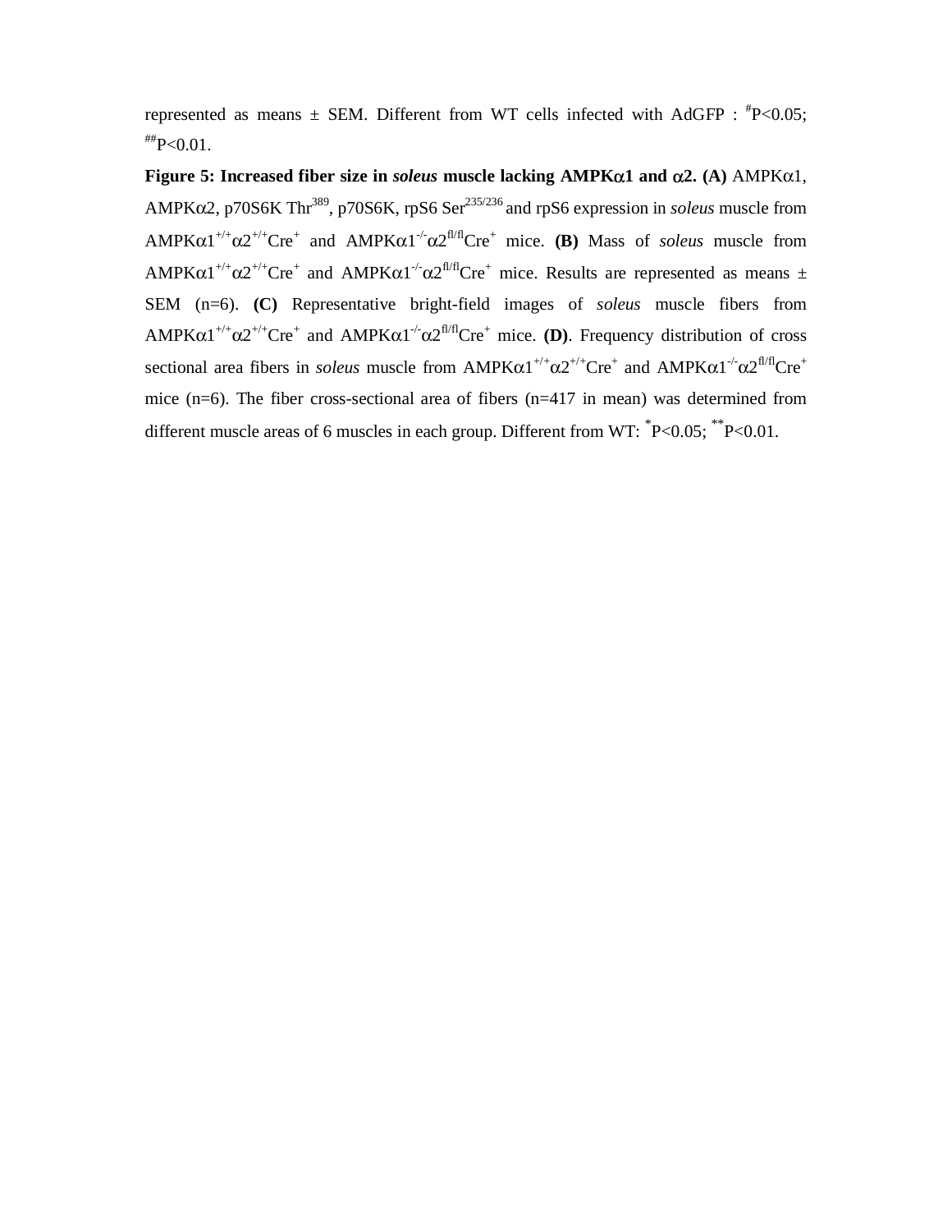represented as means ± SEM. Different from WT cells infected with AdGFP : $^{\#}$P<0.05; $^{\#\#}$P<0.01.

**Figure 5: Increased fiber size in *soleus* muscle lacking AMPKα1 and α2. (A)** AMPKα1, AMPKα2, p70S6K Thr$^{389}$, p70S6K, rpS6 Ser$^{235/236}$ and rpS6 expression in *soleus* muscle from AMPKα1$^{+/+}$α2$^{+/+}$Cre$^{+}$ and AMPKα1$^{-/-}$α2$^{fl/fl}$Cre$^{+}$ mice. **(B)** Mass of *soleus* muscle from AMPKα1$^{+/+}$α2$^{+/+}$Cre$^{+}$ and AMPKα1$^{-/-}$α2$^{fl/fl}$Cre$^{+}$ mice. Results are represented as means ± SEM (n=6). **(C)** Representative bright-field images of *soleus* muscle fibers from AMPKα1$^{+/+}$α2$^{+/+}$Cre$^{+}$ and AMPKα1$^{-/-}$α2$^{fl/fl}$Cre$^{+}$ mice. **(D)**. Frequency distribution of cross sectional area fibers in *soleus* muscle from AMPKα1$^{+/+}$α2$^{+/+}$Cre$^{+}$ and AMPKα1$^{-/-}$α2$^{fl/fl}$Cre$^{+}$ mice (n=6). The fiber cross-sectional area of fibers (n=417 in mean) was determined from different muscle areas of 6 muscles in each group. Different from WT: $^{*}$P<0.05; $^{**}$P<0.01.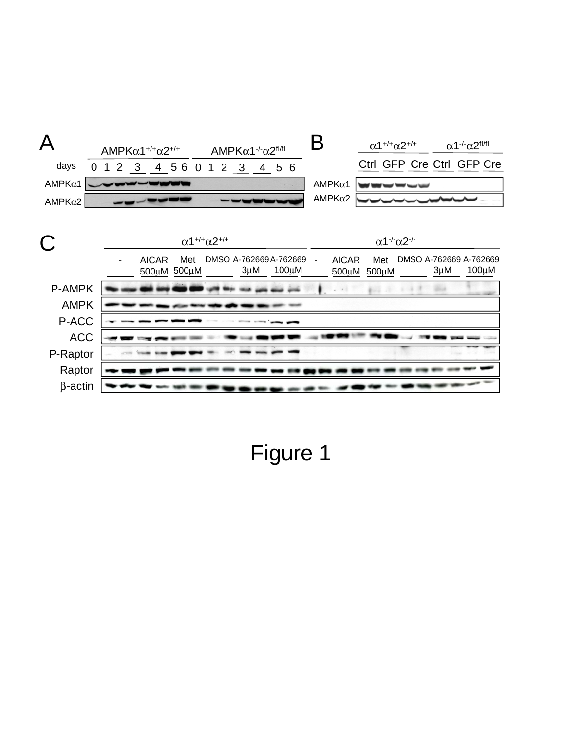Figure 1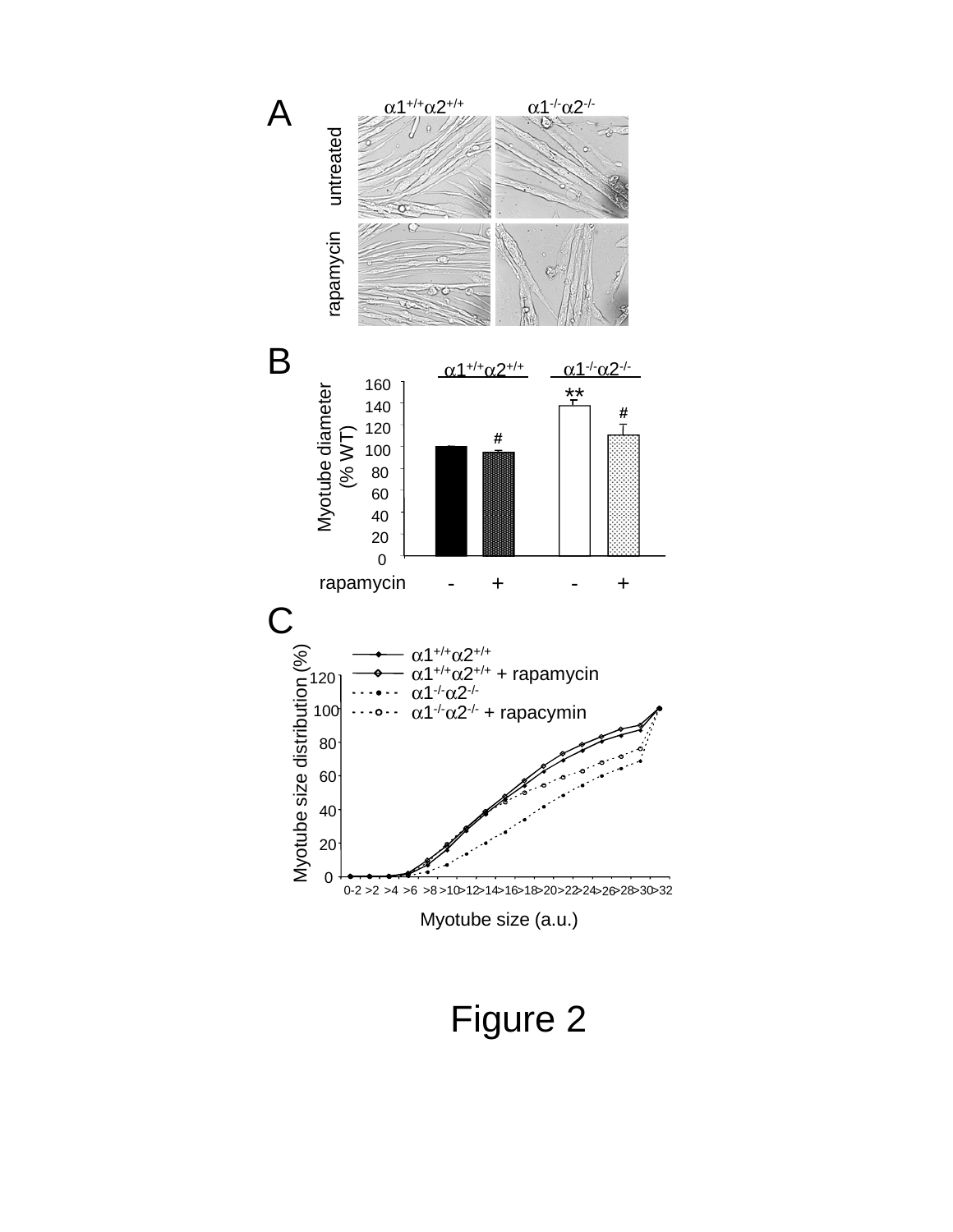Figure 2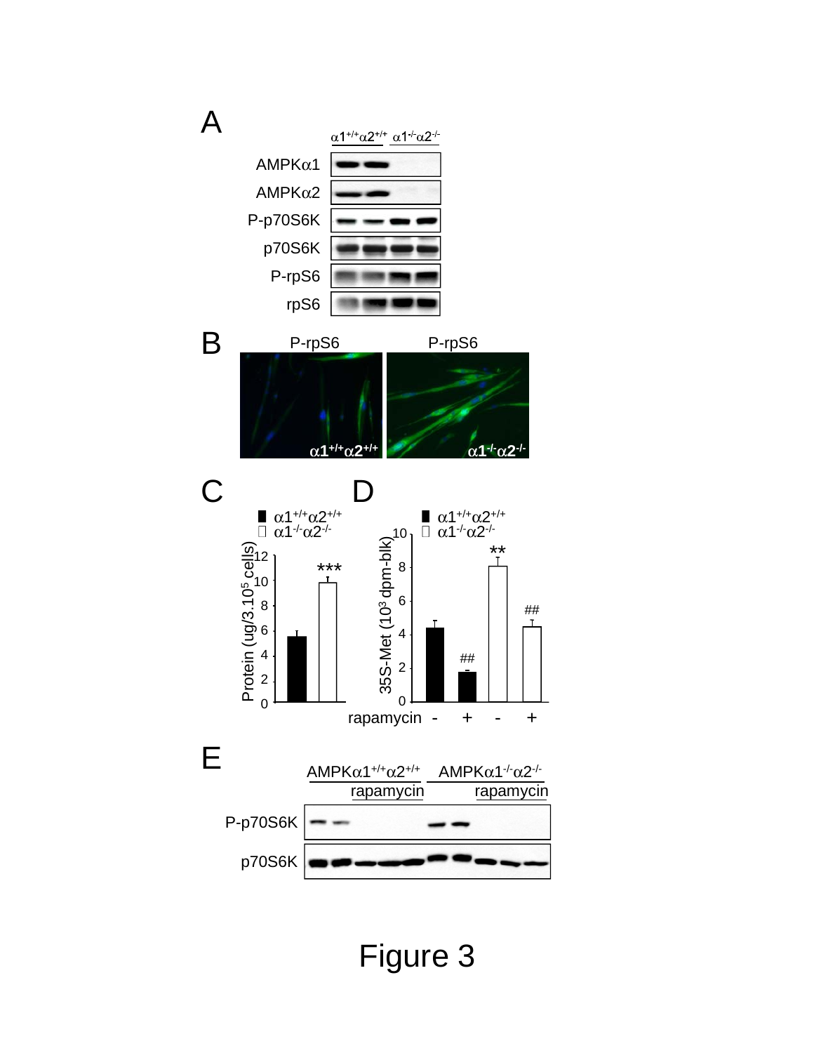Figure 3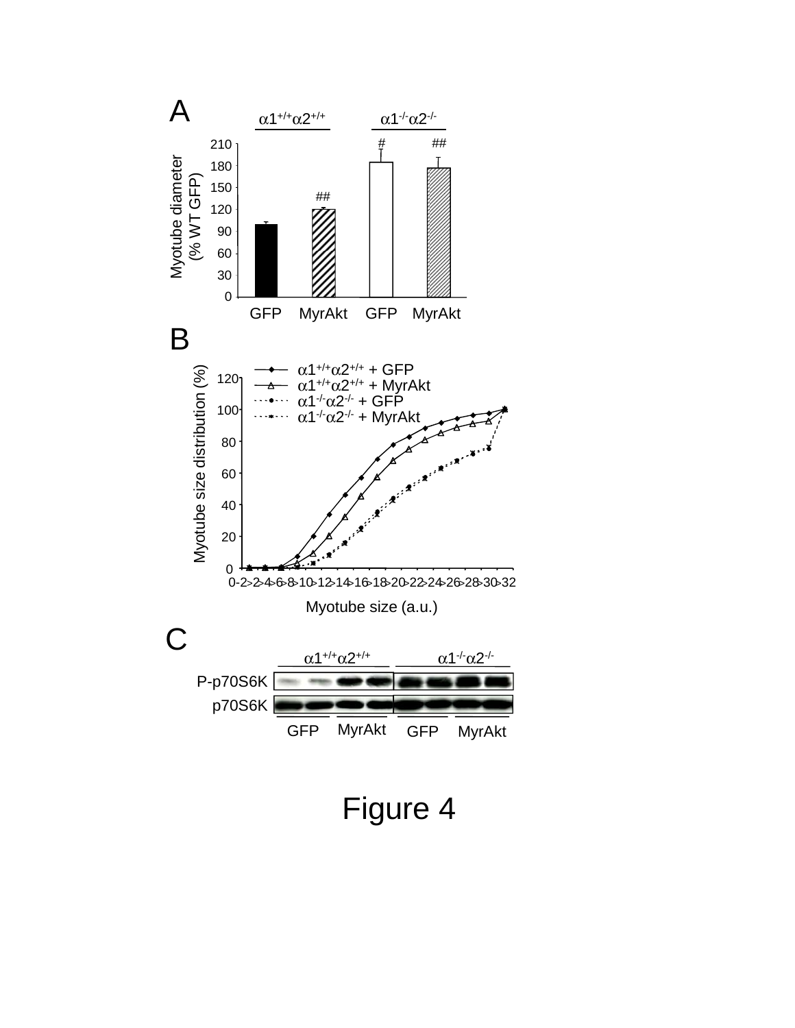Figure 4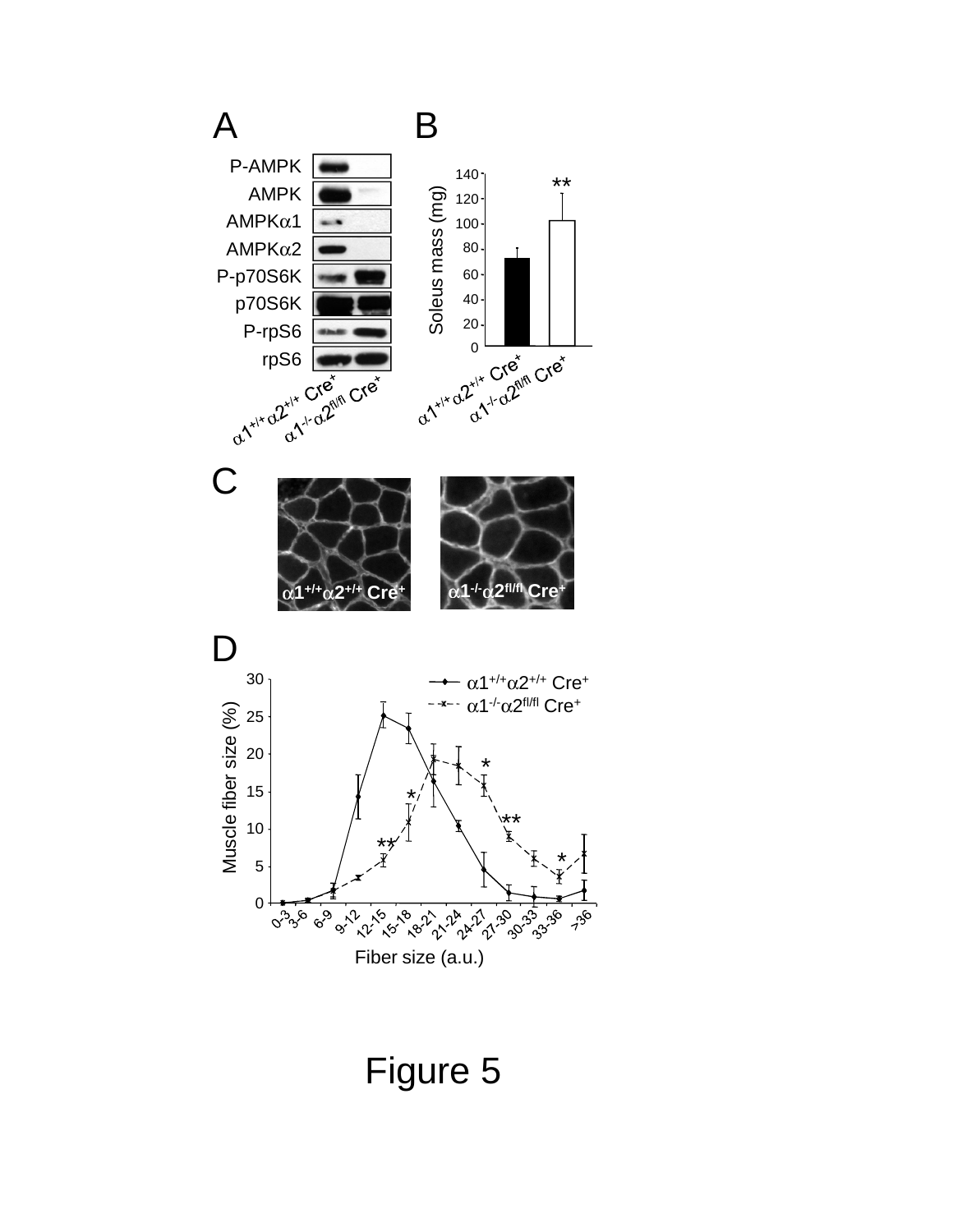A

P-AMPK

AMPK

AMPK$\alpha$1

AMPK$\alpha$2

P-p70S6K

p70S6K

P-rpS6

rpS6

$\alpha1^{+/+}\alpha2^{+/+}$ Cre$^{+}$

$\alpha1^{-/-}\alpha2^{fl/fl}$ Cre$^{+}$

B

Soleus mass (mg)

140

120

100

80

60

40

20

0

**

$\alpha1^{+/+}\alpha2^{+/+}$ Cre$^{+}$

$\alpha1^{-/-}\alpha2^{fl/fl}$ Cre$^{+}$

C

$\alpha1^{+/+}\alpha2^{+/+}$ Cre$^{+}$

$\alpha1^{-/-}\alpha2^{fl/fl}$ Cre$^{+}$

D

Muscle fiber size (%)

30

25

20

15

10

5

0

$\alpha1^{+/+}\alpha2^{+/+}$ Cre$^{+}$

$\alpha1^{-/-}\alpha2^{fl/fl}$ Cre$^{+}$

**

*

*

**

*

0-3

3-6

6-9

9-12

12-15

15-18

18-21

21-24

24-27

27-30

30-33

33-36

>36

Fiber size (a.u.)

Figure 5